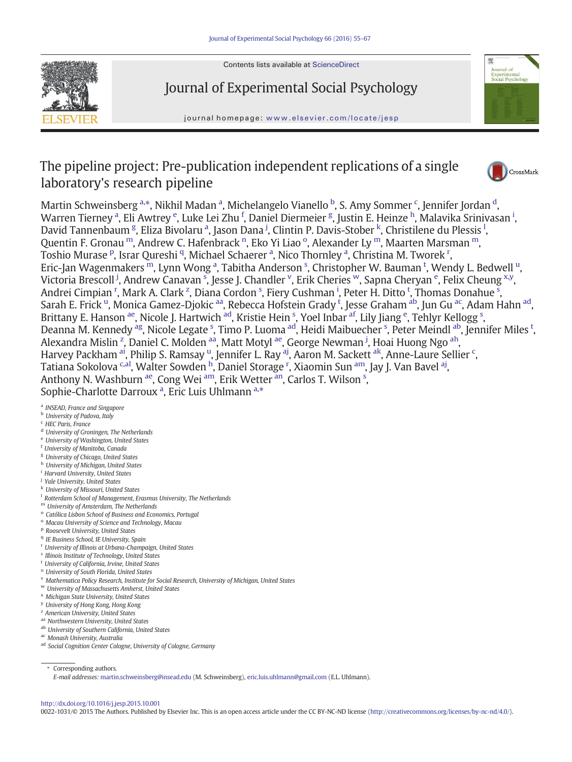Contents lists available at ScienceDirect

# Journal of Experimental Social Psychology

journal homepage: www.elsevier.com/locate/jesp

# The pipeline project: Pre-publication independent replications of a single laboratory's research pipeline

Martin Schweinsberg [a,*], Nikhil Madan [a], Michelangelo Vianello [b], S. Amy Sommer [c], Jennifer Jordan [d], Warren Tierney [a], Eli Awtrey [e], Luke Lei Zhu [f], Daniel Diermeier [g], Justin E. Heinze [h], Malavika Srinivasan [i], David Tannenbaum [g], Eliza Bivolaru [a], Jason Dana [j], Clintin P. Davis-Stober [k], Christilene du Plessis [l], Quentin F. Gronau [m], Andrew C. Hafenbrack [n], Eko Yi Liao [o], Alexander Ly [m], Maarten Marsman [m], Toshio Murase [p], Israr Qureshi [q], Michael Schaerer [a], Nico Thornley [a], Christina M. Tworek [r], Eric-Jan Wagenmakers [m], Lynn Wong [a], Tabitha Anderson [s], Christopher W. Bauman [t], Wendy L. Bedwell [u], Victoria Brescoll [j], Andrew Canavan [s], Jesse J. Chandler [v], Erik Cheries [w], Sapna Cheryan [e], Felix Cheung [x,y], Andrei Cimpian [r], Mark A. Clark [z], Diana Cordon [s], Fiery Cushman [i], Peter H. Ditto [t], Thomas Donahue [s], Sarah E. Frick [u], Monica Gamez-Djokic [aa], Rebecca Hofstein Grady [t], Jesse Graham [ab], Jun Gu [ac], Adam Hahn [ad], Brittany E. Hanson [ae], Nicole J. Hartwich [ad], Kristie Hein [s], Yoel Inbar [af], Lily Jiang [e], Tehlyr Kellogg [s], Deanna M. Kennedy [ag], Nicole Legate [s], Timo P. Luoma [ad], Heidi Maibuecher [s], Peter Meindl [ab], Jennifer Miles [t], Alexandra Mislin [z], Daniel C. Molden [aa], Matt Motyl [ae], George Newman [j], Hoai Huong Ngo [ah], Harvey Packham [ai], Philip S. Ramsay [u], Jennifer L. Ray [aj], Aaron M. Sackett [ak], Anne-Laure Sellier [c], Tatiana Sokolova [c,al], Walter Sowden [h], Daniel Storage [r], Xiaomin Sun [am], Jay J. Van Bavel [aj], Anthony N. Washburn [ae], Cong Wei [am], Erik Wetter [an], Carlos T. Wilson [s], Sophie-Charlotte Darroux [a], Eric Luis Uhlmann [a,*]

[a] *INSEAD, France and Singapore*
[b] *University of Padova, Italy*
[c] *HEC Paris, France*
[d] *University of Groningen, The Netherlands*
[e] *University of Washington, United States*
[f] *University of Manitoba, Canada*
[g] *University of Chicago, United States*
[h] *University of Michigan, United States*
[i] *Harvard University, United States*
[j] *Yale University, United States*
[k] *University of Missouri, United States*
[l] *Rotterdam School of Management, Erasmus University, The Netherlands*
[m] *University of Amsterdam, The Netherlands*
[n] *Católica Lisbon School of Business and Economics, Portugal*
[o] *Macau University of Science and Technology, Macau*
[p] *Roosevelt University, United States*
[q] *IE Business School, IE University, Spain*
[r] *University of Illinois at Urbana-Champaign, United States*
[s] *Illinois Institute of Technology, United States*
[t] *University of California, Irvine, United States*
[u] *University of South Florida, United States*
[v] *Mathematica Policy Research, Institute for Social Research, University of Michigan, United States*
[w] *University of Massachusetts Amherst, United States*
[x] *Michigan State University, United States*
[y] *University of Hong Kong, Hong Kong*
[z] *American University, United States*
[aa] *Northwestern University, United States*
[ab] *University of Southern California, United States*
[ac] *Monash University, Australia*
[ad] *Social Cognition Center Cologne, University of Cologne, Germany*

\* Corresponding authors.
*E-mail addresses:* martin.schweinsberg@insead.edu (M. Schweinsberg), eric.luis.uhlmann@gmail.com (E.L. Uhlmann).

http://dx.doi.org/10.1016/j.jesp.2015.10.001
0022-1031/© 2015 The Authors. Published by Elsevier Inc. This is an open access article under the CC BY-NC-ND license (http://creativecommons.org/licenses/by-nc-nd/4.0/).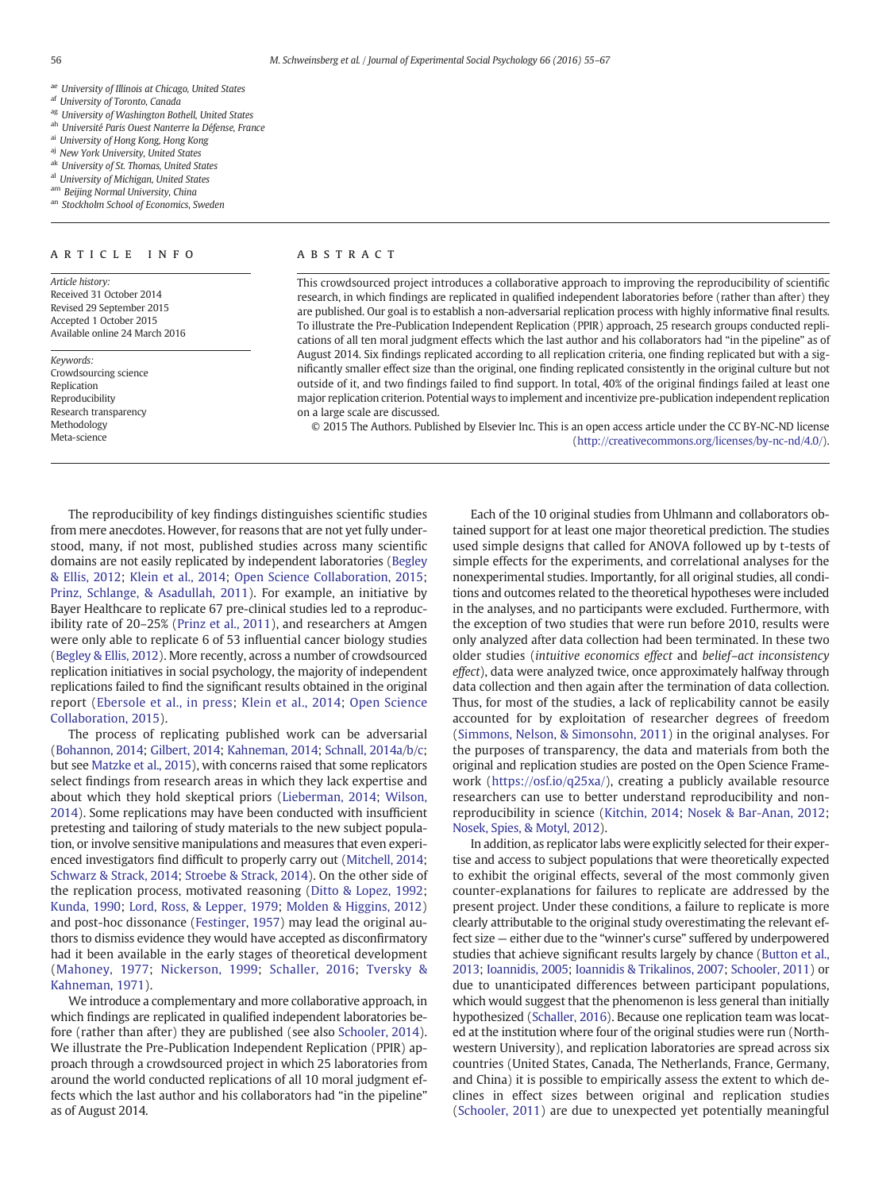[ae] University of Illinois at Chicago, United States
[af] University of Toronto, Canada
[ag] University of Washington Bothell, United States
[ah] Université Paris Ouest Nanterre la Défense, France
[ai] University of Hong Kong, Hong Kong
[aj] New York University, United States
[ak] University of St. Thomas, United States
[al] University of Michigan, United States
[am] Beijing Normal University, China
[an] Stockholm School of Economics, Sweden

## ARTICLE INFO

*Article history:*
Received 31 October 2014
Revised 29 September 2015
Accepted 1 October 2015
Available online 24 March 2016

*Keywords:*
Crowdsourcing science
Replication
Reproducibility
Research transparency
Methodology
Meta-science

## ABSTRACT

This crowdsourced project introduces a collaborative approach to improving the reproducibility of scientific research, in which findings are replicated in qualified independent laboratories before (rather than after) they are published. Our goal is to establish a non-adversarial replication process with highly informative final results. To illustrate the Pre-Publication Independent Replication (PPIR) approach, 25 research groups conducted replications of all ten moral judgment effects which the last author and his collaborators had "in the pipeline" as of August 2014. Six findings replicated according to all replication criteria, one finding replicated but with a significantly smaller effect size than the original, one finding replicated consistently in the original culture but not outside of it, and two findings failed to find support. In total, 40% of the original findings failed at least one major replication criterion. Potential ways to implement and incentivize pre-publication independent replication on a large scale are discussed.

© 2015 The Authors. Published by Elsevier Inc. This is an open access article under the CC BY-NC-ND license (http://creativecommons.org/licenses/by-nc-nd/4.0/).

The reproducibility of key findings distinguishes scientific studies from mere anecdotes. However, for reasons that are not yet fully understood, many, if not most, published studies across many scientific domains are not easily replicated by independent laboratories (Begley & Ellis, 2012; Klein et al., 2014; Open Science Collaboration, 2015; Prinz, Schlange, & Asadullah, 2011). For example, an initiative by Bayer Healthcare to replicate 67 pre-clinical studies led to a reproducibility rate of 20–25% (Prinz et al., 2011), and researchers at Amgen were only able to replicate 6 of 53 influential cancer biology studies (Begley & Ellis, 2012). More recently, across a number of crowdsourced replication initiatives in social psychology, the majority of independent replications failed to find the significant results obtained in the original report (Ebersole et al., in press; Klein et al., 2014; Open Science Collaboration, 2015).

The process of replicating published work can be adversarial (Bohannon, 2014; Gilbert, 2014; Kahneman, 2014; Schnall, 2014a/b/c; but see Matzke et al., 2015), with concerns raised that some replicators select findings from research areas in which they lack expertise and about which they hold skeptical priors (Lieberman, 2014; Wilson, 2014). Some replications may have been conducted with insufficient pretesting and tailoring of study materials to the new subject population, or involve sensitive manipulations and measures that even experienced investigators find difficult to properly carry out (Mitchell, 2014; Schwarz & Strack, 2014; Stroebe & Strack, 2014). On the other side of the replication process, motivated reasoning (Ditto & Lopez, 1992; Kunda, 1990; Lord, Ross, & Lepper, 1979; Molden & Higgins, 2012) and post-hoc dissonance (Festinger, 1957) may lead the original authors to dismiss evidence they would have accepted as disconfirmatory had it been available in the early stages of theoretical development (Mahoney, 1977; Nickerson, 1999; Schaller, 2016; Tversky & Kahneman, 1971).

We introduce a complementary and more collaborative approach, in which findings are replicated in qualified independent laboratories before (rather than after) they are published (see also Schooler, 2014). We illustrate the Pre-Publication Independent Replication (PPIR) approach through a crowdsourced project in which 25 laboratories from around the world conducted replications of all 10 moral judgment effects which the last author and his collaborators had "in the pipeline" as of August 2014.

Each of the 10 original studies from Uhlmann and collaborators obtained support for at least one major theoretical prediction. The studies used simple designs that called for ANOVA followed up by t-tests of simple effects for the experiments, and correlational analyses for the nonexperimental studies. Importantly, for all original studies, all conditions and outcomes related to the theoretical hypotheses were included in the analyses, and no participants were excluded. Furthermore, with the exception of two studies that were run before 2010, results were only analyzed after data collection had been terminated. In these two older studies (*intuitive economics effect* and *belief–act inconsistency effect*), data were analyzed twice, once approximately halfway through data collection and then again after the termination of data collection. Thus, for most of the studies, a lack of replicability cannot be easily accounted for by exploitation of researcher degrees of freedom (Simmons, Nelson, & Simonsohn, 2011) in the original analyses. For the purposes of transparency, the data and materials from both the original and replication studies are posted on the Open Science Framework (https://osf.io/q25xa/), creating a publicly available resource researchers can use to better understand reproducibility and non-reproducibility in science (Kitchin, 2014; Nosek & Bar-Anan, 2012; Nosek, Spies, & Motyl, 2012).

In addition, as replicator labs were explicitly selected for their expertise and access to subject populations that were theoretically expected to exhibit the original effects, several of the most commonly given counter-explanations for failures to replicate are addressed by the present project. Under these conditions, a failure to replicate is more clearly attributable to the original study overestimating the relevant effect size — either due to the "winner's curse" suffered by underpowered studies that achieve significant results largely by chance (Button et al., 2013; Ioannidis, 2005; Ioannidis & Trikalinos, 2007; Schooler, 2011) or due to unanticipated differences between participant populations, which would suggest that the phenomenon is less general than initially hypothesized (Schaller, 2016). Because one replication team was located at the institution where four of the original studies were run (Northwestern University), and replication laboratories are spread across six countries (United States, Canada, The Netherlands, France, Germany, and China) it is possible to empirically assess the extent to which declines in effect sizes between original and replication studies (Schooler, 2011) are due to unexpected yet potentially meaningful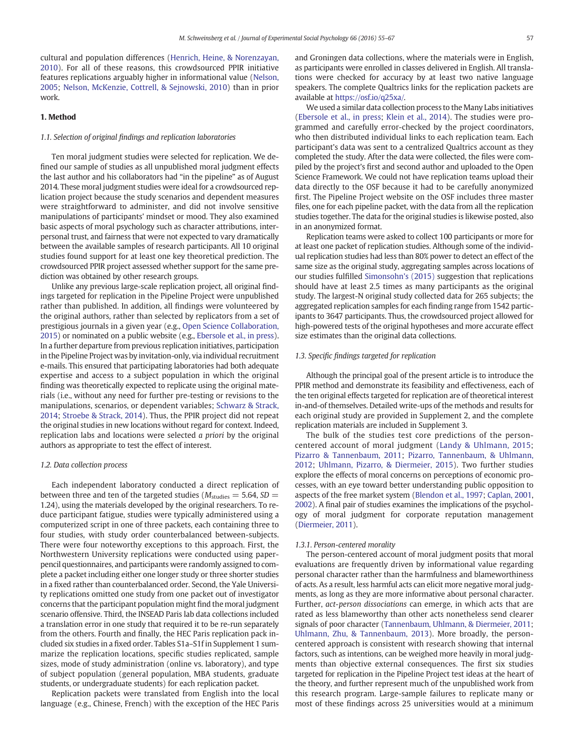cultural and population differences (Henrich, Heine, & Norenzayan, 2010). For all of these reasons, this crowdsourced PPIR initiative features replications arguably higher in informational value (Nelson, 2005; Nelson, McKenzie, Cottrell, & Sejnowski, 2010) than in prior work.

## 1. Method

### 1.1. Selection of original findings and replication laboratories

Ten moral judgment studies were selected for replication. We defined our sample of studies as all unpublished moral judgment effects the last author and his collaborators had "in the pipeline" as of August 2014. These moral judgment studies were ideal for a crowdsourced replication project because the study scenarios and dependent measures were straightforward to administer, and did not involve sensitive manipulations of participants' mindset or mood. They also examined basic aspects of moral psychology such as character attributions, interpersonal trust, and fairness that were not expected to vary dramatically between the available samples of research participants. All 10 original studies found support for at least one key theoretical prediction. The crowdsourced PPIR project assessed whether support for the same prediction was obtained by other research groups.

Unlike any previous large-scale replication project, all original findings targeted for replication in the Pipeline Project were unpublished rather than published. In addition, all findings were volunteered by the original authors, rather than selected by replicators from a set of prestigious journals in a given year (e.g., Open Science Collaboration, 2015) or nominated on a public website (e.g., Ebersole et al., in press). In a further departure from previous replication initiatives, participation in the Pipeline Project was by invitation-only, via individual recruitment e-mails. This ensured that participating laboratories had both adequate expertise and access to a subject population in which the original finding was theoretically expected to replicate using the original materials (i.e., without any need for further pre-testing or revisions to the manipulations, scenarios, or dependent variables; Schwarz & Strack, 2014; Stroebe & Strack, 2014). Thus, the PPIR project did not repeat the original studies in new locations without regard for context. Indeed, replication labs and locations were selected *a priori* by the original authors as appropriate to test the effect of interest.

### 1.2. Data collection process

Each independent laboratory conducted a direct replication of between three and ten of the targeted studies ($M_{\text{studies}} = 5.64$, $SD = 1.24$), using the materials developed by the original researchers. To reduce participant fatigue, studies were typically administered using a computerized script in one of three packets, each containing three to four studies, with study order counterbalanced between-subjects. There were four noteworthy exceptions to this approach. First, the Northwestern University replications were conducted using paper-pencil questionnaires, and participants were randomly assigned to complete a packet including either one longer study or three shorter studies in a fixed rather than counterbalanced order. Second, the Yale University replications omitted one study from one packet out of investigator concerns that the participant population might find the moral judgment scenario offensive. Third, the INSEAD Paris lab data collections included a translation error in one study that required it to be re-run separately from the others. Fourth and finally, the HEC Paris replication pack included six studies in a fixed order. Tables S1a–S1f in Supplement 1 summarize the replication locations, specific studies replicated, sample sizes, mode of study administration (online vs. laboratory), and type of subject population (general population, MBA students, graduate students, or undergraduate students) for each replication packet.

Replication packets were translated from English into the local language (e.g., Chinese, French) with the exception of the HEC Paris and Groningen data collections, where the materials were in English, as participants were enrolled in classes delivered in English. All translations were checked for accuracy by at least two native language speakers. The complete Qualtrics links for the replication packets are available at https://osf.io/q25xa/.

We used a similar data collection process to the Many Labs initiatives (Ebersole et al., in press; Klein et al., 2014). The studies were programmed and carefully error-checked by the project coordinators, who then distributed individual links to each replication team. Each participant's data was sent to a centralized Qualtrics account as they completed the study. After the data were collected, the files were compiled by the project's first and second author and uploaded to the Open Science Framework. We could not have replication teams upload their data directly to the OSF because it had to be carefully anonymized first. The Pipeline Project website on the OSF includes three master files, one for each pipeline packet, with the data from all the replication studies together. The data for the original studies is likewise posted, also in an anonymized format.

Replication teams were asked to collect 100 participants or more for at least one packet of replication studies. Although some of the individual replication studies had less than 80% power to detect an effect of the same size as the original study, aggregating samples across locations of our studies fulfilled Simonsohn's (2015) suggestion that replications should have at least 2.5 times as many participants as the original study. The largest-N original study collected data for 265 subjects; the aggregated replication samples for each finding range from 1542 participants to 3647 participants. Thus, the crowdsourced project allowed for high-powered tests of the original hypotheses and more accurate effect size estimates than the original data collections.

### 1.3. Specific findings targeted for replication

Although the principal goal of the present article is to introduce the PPIR method and demonstrate its feasibility and effectiveness, each of the ten original effects targeted for replication are of theoretical interest in-and-of themselves. Detailed write-ups of the methods and results for each original study are provided in Supplement 2, and the complete replication materials are included in Supplement 3.

The bulk of the studies test core predictions of the person-centered account of moral judgment (Landy & Uhlmann, 2015; Pizarro & Tannenbaum, 2011; Pizarro, Tannenbaum, & Uhlmann, 2012; Uhlmann, Pizarro, & Diermeier, 2015). Two further studies explore the effects of moral concerns on perceptions of economic processes, with an eye toward better understanding public opposition to aspects of the free market system (Blendon et al., 1997; Caplan, 2001, 2002). A final pair of studies examines the implications of the psychology of moral judgment for corporate reputation management (Diermeier, 2011).

#### 1.3.1. Person-centered morality

The person-centered account of moral judgment posits that moral evaluations are frequently driven by informational value regarding personal character rather than the harmfulness and blameworthiness of acts. As a result, less harmful acts can elicit more negative moral judgments, as long as they are more informative about personal character. Further, *act-person dissociations* can emerge, in which acts that are rated as less blameworthy than other acts nonetheless send clearer signals of poor character (Tannenbaum, Uhlmann, & Diermeier, 2011; Uhlmann, Zhu, & Tannenbaum, 2013). More broadly, the person-centered approach is consistent with research showing that internal factors, such as intentions, can be weighed more heavily in moral judgments than objective external consequences. The first six studies targeted for replication in the Pipeline Project test ideas at the heart of the theory, and further represent much of the unpublished work from this research program. Large-sample failures to replicate many or most of these findings across 25 universities would at a minimum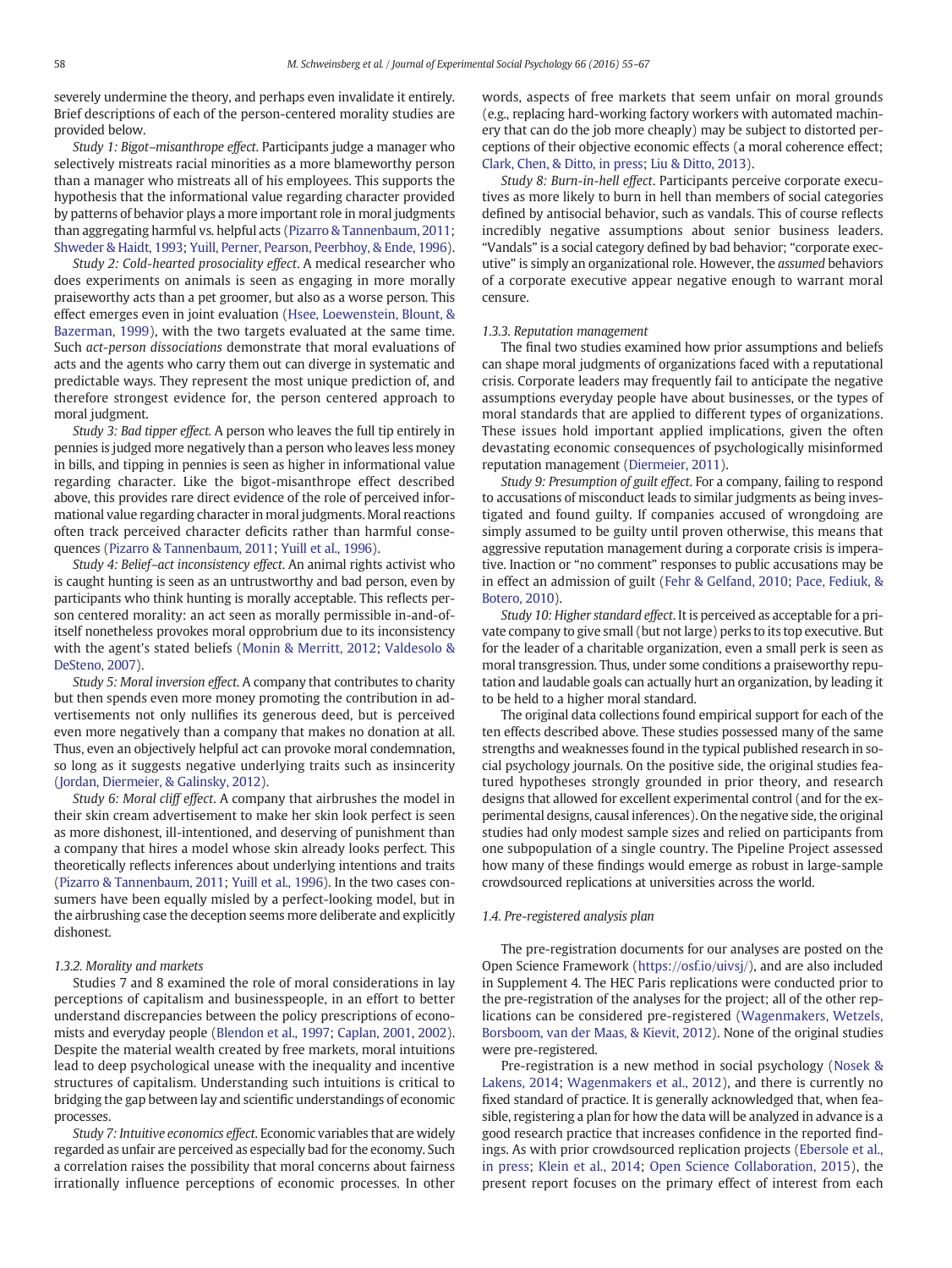severely undermine the theory, and perhaps even invalidate it entirely. Brief descriptions of each of the person-centered morality studies are provided below.

*Study 1: Bigot–misanthrope effect*. Participants judge a manager who selectively mistreats racial minorities as a more blameworthy person than a manager who mistreats all of his employees. This supports the hypothesis that the informational value regarding character provided by patterns of behavior plays a more important role in moral judgments than aggregating harmful vs. helpful acts (Pizarro & Tannenbaum, 2011; Shweder & Haidt, 1993; Yuill, Perner, Pearson, Peerbhoy, & Ende, 1996).

*Study 2: Cold-hearted prosociality effect*. A medical researcher who does experiments on animals is seen as engaging in more morally praiseworthy acts than a pet groomer, but also as a worse person. This effect emerges even in joint evaluation (Hsee, Loewenstein, Blount, & Bazerman, 1999), with the two targets evaluated at the same time. Such *act-person dissociations* demonstrate that moral evaluations of acts and the agents who carry them out can diverge in systematic and predictable ways. They represent the most unique prediction of, and therefore strongest evidence for, the person centered approach to moral judgment.

*Study 3: Bad tipper effect.* A person who leaves the full tip entirely in pennies is judged more negatively than a person who leaves less money in bills, and tipping in pennies is seen as higher in informational value regarding character. Like the bigot-misanthrope effect described above, this provides rare direct evidence of the role of perceived informational value regarding character in moral judgments. Moral reactions often track perceived character deficits rather than harmful consequences (Pizarro & Tannenbaum, 2011; Yuill et al., 1996).

*Study 4: Belief–act inconsistency effect*. An animal rights activist who is caught hunting is seen as an untrustworthy and bad person, even by participants who think hunting is morally acceptable. This reflects person centered morality: an act seen as morally permissible in-and-of-itself nonetheless provokes moral opprobrium due to its inconsistency with the agent's stated beliefs (Monin & Merritt, 2012; Valdesolo & DeSteno, 2007).

*Study 5: Moral inversion effect*. A company that contributes to charity but then spends even more money promoting the contribution in advertisements not only nullifies its generous deed, but is perceived even more negatively than a company that makes no donation at all. Thus, even an objectively helpful act can provoke moral condemnation, so long as it suggests negative underlying traits such as insincerity (Jordan, Diermeier, & Galinsky, 2012).

*Study 6: Moral cliff effect*. A company that airbrushes the model in their skin cream advertisement to make her skin look perfect is seen as more dishonest, ill-intentioned, and deserving of punishment than a company that hires a model whose skin already looks perfect. This theoretically reflects inferences about underlying intentions and traits (Pizarro & Tannenbaum, 2011; Yuill et al., 1996). In the two cases consumers have been equally misled by a perfect-looking model, but in the airbrushing case the deception seems more deliberate and explicitly dishonest.

#### 1.3.2. Morality and markets

Studies 7 and 8 examined the role of moral considerations in lay perceptions of capitalism and businesspeople, in an effort to better understand discrepancies between the policy prescriptions of economists and everyday people (Blendon et al., 1997; Caplan, 2001, 2002). Despite the material wealth created by free markets, moral intuitions lead to deep psychological unease with the inequality and incentive structures of capitalism. Understanding such intuitions is critical to bridging the gap between lay and scientific understandings of economic processes.

*Study 7: Intuitive economics effect*. Economic variables that are widely regarded as unfair are perceived as especially bad for the economy. Such a correlation raises the possibility that moral concerns about fairness irrationally influence perceptions of economic processes. In other words, aspects of free markets that seem unfair on moral grounds (e.g., replacing hard-working factory workers with automated machinery that can do the job more cheaply) may be subject to distorted perceptions of their objective economic effects (a moral coherence effect; Clark, Chen, & Ditto, in press; Liu & Ditto, 2013).

*Study 8: Burn-in-hell effect*. Participants perceive corporate executives as more likely to burn in hell than members of social categories defined by antisocial behavior, such as vandals. This of course reflects incredibly negative assumptions about senior business leaders. "Vandals" is a social category defined by bad behavior; "corporate executive" is simply an organizational role. However, the *assumed* behaviors of a corporate executive appear negative enough to warrant moral censure.

#### 1.3.3. Reputation management

The final two studies examined how prior assumptions and beliefs can shape moral judgments of organizations faced with a reputational crisis. Corporate leaders may frequently fail to anticipate the negative assumptions everyday people have about businesses, or the types of moral standards that are applied to different types of organizations. These issues hold important applied implications, given the often devastating economic consequences of psychologically misinformed reputation management (Diermeier, 2011).

*Study 9: Presumption of guilt effect*. For a company, failing to respond to accusations of misconduct leads to similar judgments as being investigated and found guilty. If companies accused of wrongdoing are simply assumed to be guilty until proven otherwise, this means that aggressive reputation management during a corporate crisis is imperative. Inaction or "no comment" responses to public accusations may be in effect an admission of guilt (Fehr & Gelfand, 2010; Pace, Fediuk, & Botero, 2010).

*Study 10: Higher standard effect*. It is perceived as acceptable for a private company to give small (but not large) perks to its top executive. But for the leader of a charitable organization, even a small perk is seen as moral transgression. Thus, under some conditions a praiseworthy reputation and laudable goals can actually hurt an organization, by leading it to be held to a higher moral standard.

The original data collections found empirical support for each of the ten effects described above. These studies possessed many of the same strengths and weaknesses found in the typical published research in social psychology journals. On the positive side, the original studies featured hypotheses strongly grounded in prior theory, and research designs that allowed for excellent experimental control (and for the experimental designs, causal inferences). On the negative side, the original studies had only modest sample sizes and relied on participants from one subpopulation of a single country. The Pipeline Project assessed how many of these findings would emerge as robust in large-sample crowdsourced replications at universities across the world.

### 1.4. Pre-registered analysis plan

The pre-registration documents for our analyses are posted on the Open Science Framework (https://osf.io/uivsj/), and are also included in Supplement 4. The HEC Paris replications were conducted prior to the pre-registration of the analyses for the project; all of the other replications can be considered pre-registered (Wagenmakers, Wetzels, Borsboom, van der Maas, & Kievit, 2012). None of the original studies were pre-registered.

Pre-registration is a new method in social psychology (Nosek & Lakens, 2014; Wagenmakers et al., 2012), and there is currently no fixed standard of practice. It is generally acknowledged that, when feasible, registering a plan for how the data will be analyzed in advance is a good research practice that increases confidence in the reported findings. As with prior crowdsourced replication projects (Ebersole et al., in press; Klein et al., 2014; Open Science Collaboration, 2015), the present report focuses on the primary effect of interest from each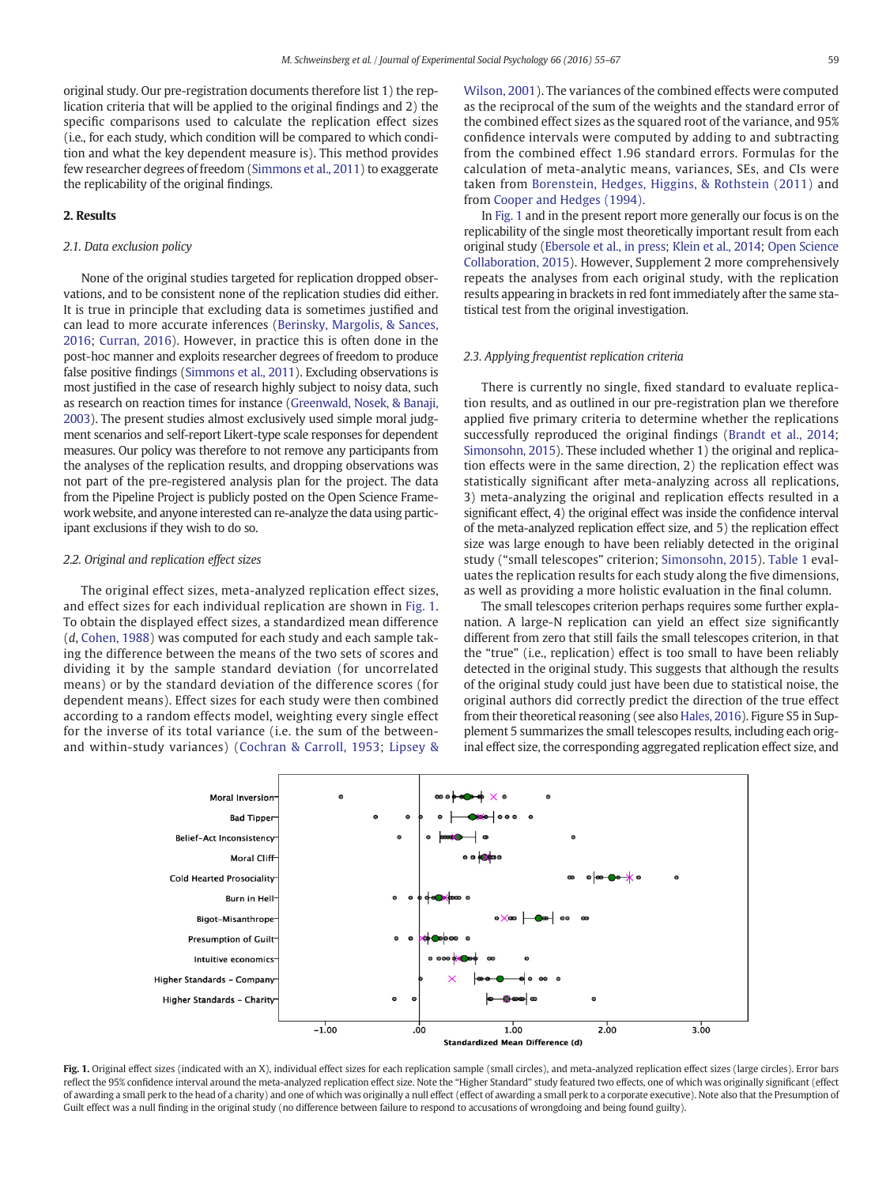original study. Our pre-registration documents therefore list 1) the replication criteria that will be applied to the original findings and 2) the specific comparisons used to calculate the replication effect sizes (i.e., for each study, which condition will be compared to which condition and what the key dependent measure is). This method provides few researcher degrees of freedom (Simmons et al., 2011) to exaggerate the replicability of the original findings.

## 2. Results

### 2.1. Data exclusion policy

None of the original studies targeted for replication dropped observations, and to be consistent none of the replication studies did either. It is true in principle that excluding data is sometimes justified and can lead to more accurate inferences (Berinsky, Margolis, & Sances, 2016; Curran, 2016). However, in practice this is often done in the post-hoc manner and exploits researcher degrees of freedom to produce false positive findings (Simmons et al., 2011). Excluding observations is most justified in the case of research highly subject to noisy data, such as research on reaction times for instance (Greenwald, Nosek, & Banaji, 2003). The present studies almost exclusively used simple moral judgment scenarios and self-report Likert-type scale responses for dependent measures. Our policy was therefore to not remove any participants from the analyses of the replication results, and dropping observations was not part of the pre-registered analysis plan for the project. The data from the Pipeline Project is publicly posted on the Open Science Framework website, and anyone interested can re-analyze the data using participant exclusions if they wish to do so.

### 2.2. Original and replication effect sizes

The original effect sizes, meta-analyzed replication effect sizes, and effect sizes for each individual replication are shown in Fig. 1. To obtain the displayed effect sizes, a standardized mean difference (*d*, Cohen, 1988) was computed for each study and each sample taking the difference between the means of the two sets of scores and dividing it by the sample standard deviation (for uncorrelated means) or by the standard deviation of the difference scores (for dependent means). Effect sizes for each study were then combined according to a random effects model, weighting every single effect for the inverse of its total variance (i.e. the sum of the between- and within-study variances) (Cochran & Carroll, 1953; Lipsey & Wilson, 2001). The variances of the combined effects were computed as the reciprocal of the sum of the weights and the standard error of the combined effect sizes as the squared root of the variance, and 95% confidence intervals were computed by adding to and subtracting from the combined effect 1.96 standard errors. Formulas for the calculation of meta-analytic means, variances, SEs, and CIs were taken from Borenstein, Hedges, Higgins, & Rothstein (2011) and from Cooper and Hedges (1994).

In Fig. 1 and in the present report more generally our focus is on the replicability of the single most theoretically important result from each original study (Ebersole et al., in press; Klein et al., 2014; Open Science Collaboration, 2015). However, Supplement 2 more comprehensively repeats the analyses from each original study, with the replication results appearing in brackets in red font immediately after the same statistical test from the original investigation.

### 2.3. Applying frequentist replication criteria

There is currently no single, fixed standard to evaluate replication results, and as outlined in our pre-registration plan we therefore applied five primary criteria to determine whether the replications successfully reproduced the original findings (Brandt et al., 2014; Simonsohn, 2015). These included whether 1) the original and replication effects were in the same direction, 2) the replication effect was statistically significant after meta-analyzing across all replications, 3) meta-analyzing the original and replication effects resulted in a significant effect, 4) the original effect was inside the confidence interval of the meta-analyzed replication effect size, and 5) the replication effect size was large enough to have been reliably detected in the original study ("small telescopes" criterion; Simonsohn, 2015). Table 1 evaluates the replication results for each study along the five dimensions, as well as providing a more holistic evaluation in the final column.

The small telescopes criterion perhaps requires some further explanation. A large-N replication can yield an effect size significantly different from zero that still fails the small telescopes criterion, in that the "true" (i.e., replication) effect is too small to have been reliably detected in the original study. This suggests that although the results of the original study could just have been due to statistical noise, the original authors did correctly predict the direction of the true effect from their theoretical reasoning (see also Hales, 2016). Figure S5 in Supplement 5 summarizes the small telescopes results, including each original effect size, the corresponding aggregated replication effect size, and

**Fig. 1.** Original effect sizes (indicated with an X), individual effect sizes for each replication sample (small circles), and meta-analyzed replication effect sizes (large circles). Error bars reflect the 95% confidence interval around the meta-analyzed replication effect size. Note the "Higher Standard" study featured two effects, one of which was originally significant (effect of awarding a small perk to the head of a charity) and one of which was originally a null effect (effect of awarding a small perk to a corporate executive). Note also that the Presumption of Guilt effect was a null finding in the original study (no difference between failure to respond to accusations of wrongdoing and being found guilty).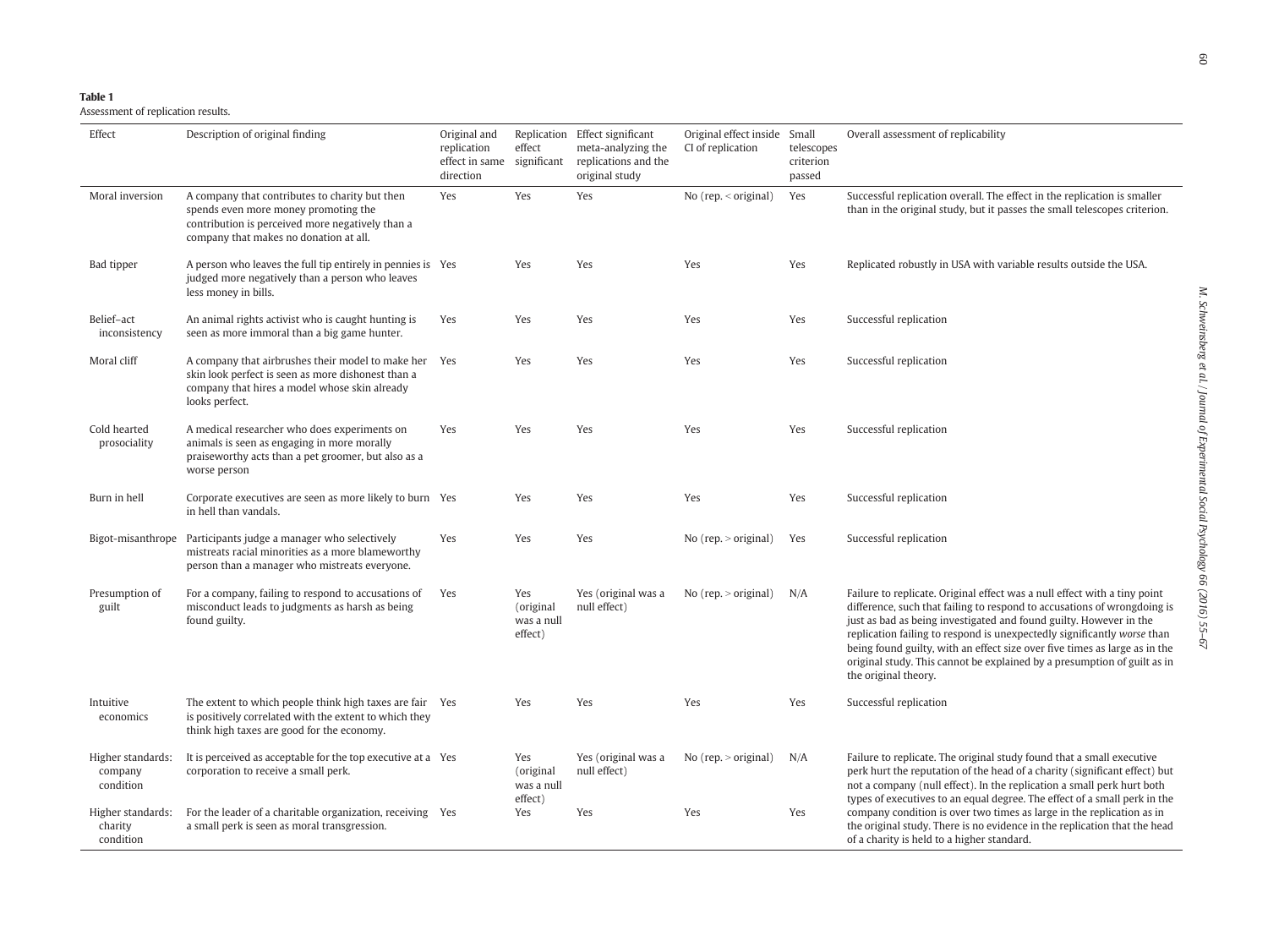**Table 1**
Assessment of replication results.

| Effect | Description of original finding | Original and replication effect in same direction | Replication effect significant | Effect significant meta-analyzing the replications and the original study | Original effect inside CI of replication | Small telescopes criterion passed | Overall assessment of replicability |
|---|---|---|---|---|---|---|---|
| Moral inversion | A company that contributes to charity but then spends even more money promoting the contribution is perceived more negatively than a company that makes no donation at all. | Yes | Yes | Yes | No (rep. < original) | Yes | Successful replication overall. The effect in the replication is smaller than in the original study, but it passes the small telescopes criterion. |
| Bad tipper | A person who leaves the full tip entirely in pennies is judged more negatively than a person who leaves less money in bills. | Yes | Yes | Yes | Yes | Yes | Replicated robustly in USA with variable results outside the USA. |
| Belief–act inconsistency | An animal rights activist who is caught hunting is seen as more immoral than a big game hunter. | Yes | Yes | Yes | Yes | Yes | Successful replication |
| Moral cliff | A company that airbrushes their model to make her skin look perfect is seen as more dishonest than a company that hires a model whose skin already looks perfect. | Yes | Yes | Yes | Yes | Yes | Successful replication |
| Cold hearted prosociality | A medical researcher who does experiments on animals is seen as engaging in more morally praiseworthy acts than a pet groomer, but also as a worse person | Yes | Yes | Yes | Yes | Yes | Successful replication |
| Burn in hell | Corporate executives are seen as more likely to burn in hell than vandals. | Yes | Yes | Yes | Yes | Yes | Successful replication |
| Bigot-misanthrope | Participants judge a manager who selectively mistreats racial minorities as a more blameworthy person than a manager who mistreats everyone. | Yes | Yes | Yes | No (rep. > original) | Yes | Successful replication |
| Presumption of guilt | For a company, failing to respond to accusations of misconduct leads to judgments as harsh as being found guilty. | Yes | Yes (original was a null effect) | Yes (original was a null effect) | No (rep. > original) | N/A | Failure to replicate. Original effect was a null effect with a tiny point difference, such that failing to respond to accusations of wrongdoing is just as bad as being investigated and found guilty. However in the replication failing to respond is unexpectedly significantly *worse* than being found guilty, with an effect size over five times as large as in the original study. This cannot be explained by a presumption of guilt as in the original theory. |
| Intuitive economics | The extent to which people think high taxes are fair is positively correlated with the extent to which they think high taxes are good for the economy. | Yes | Yes | Yes | Yes | Yes | Successful replication |
| Higher standards: company condition | It is perceived as acceptable for the top executive at a corporation to receive a small perk. | Yes | Yes (original was a null effect) | Yes (original was a null effect) | No (rep. > original) | N/A | Failure to replicate. The original study found that a small executive perk hurt the reputation of the head of a charity (significant effect) but not a company (null effect). In the replication a small perk hurt both types of executives to an equal degree. The effect of a small perk in the company condition is over two times as large in the replication as in the original study. There is no evidence in the replication that the head of a charity is held to a higher standard. |
| Higher standards: charity condition | For the leader of a charitable organization, receiving a small perk is seen as moral transgression. | Yes | Yes | Yes | Yes | Yes | |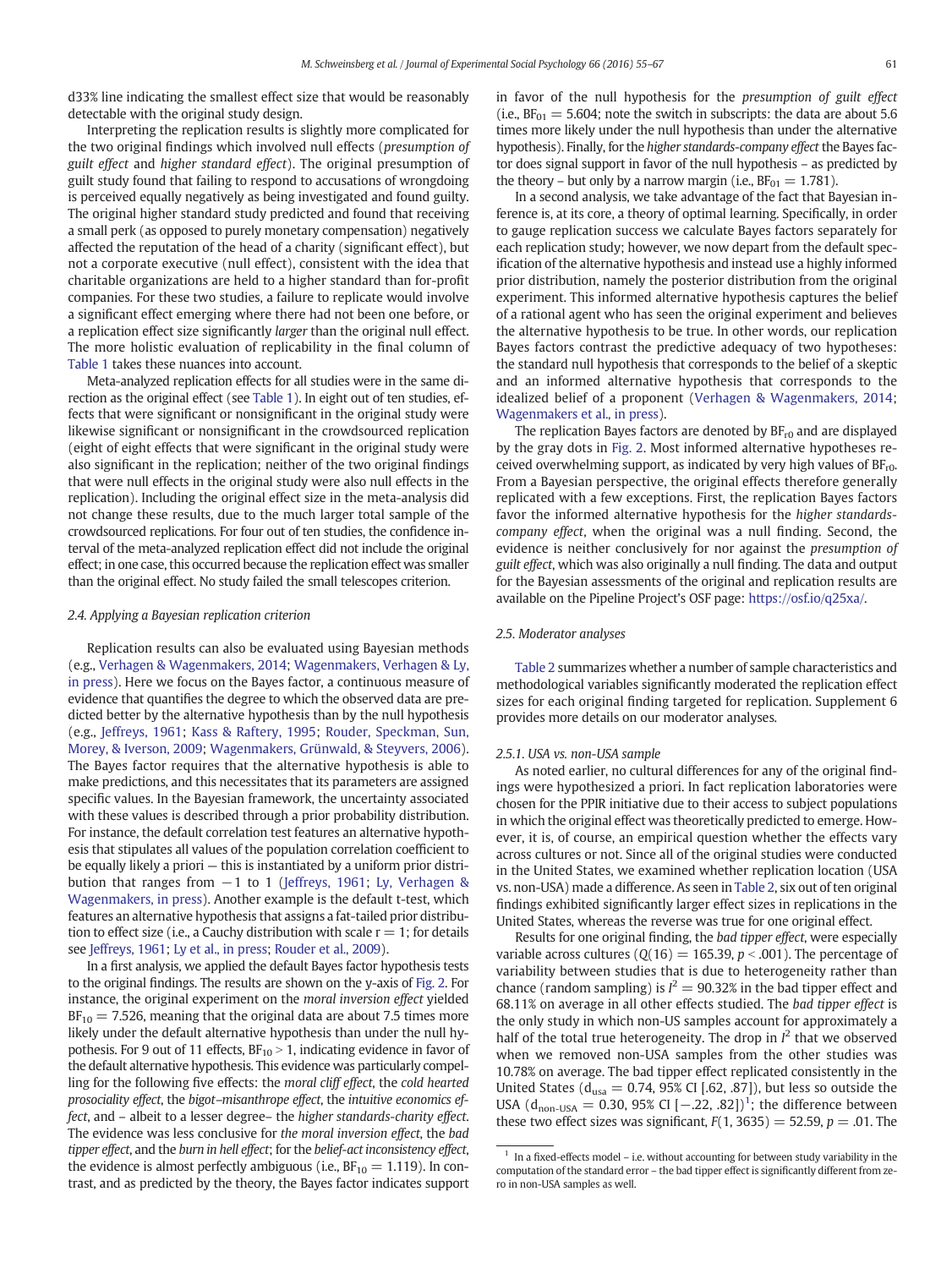d33% line indicating the smallest effect size that would be reasonably detectable with the original study design.

Interpreting the replication results is slightly more complicated for the two original findings which involved null effects (*presumption of guilt effect* and *higher standard effect*). The original presumption of guilt study found that failing to respond to accusations of wrongdoing is perceived equally negatively as being investigated and found guilty. The original higher standard study predicted and found that receiving a small perk (as opposed to purely monetary compensation) negatively affected the reputation of the head of a charity (significant effect), but not a corporate executive (null effect), consistent with the idea that charitable organizations are held to a higher standard than for-profit companies. For these two studies, a failure to replicate would involve a significant effect emerging where there had not been one before, or a replication effect size significantly *larger* than the original null effect. The more holistic evaluation of replicability in the final column of Table 1 takes these nuances into account.

Meta-analyzed replication effects for all studies were in the same direction as the original effect (see Table 1). In eight out of ten studies, effects that were significant or nonsignificant in the original study were likewise significant or nonsignificant in the crowdsourced replication (eight of eight effects that were significant in the original study were also significant in the replication; neither of the two original findings that were null effects in the original study were also null effects in the replication). Including the original effect size in the meta-analysis did not change these results, due to the much larger total sample of the crowdsourced replications. For four out of ten studies, the confidence interval of the meta-analyzed replication effect did not include the original effect; in one case, this occurred because the replication effect was smaller than the original effect. No study failed the small telescopes criterion.

### 2.4. Applying a Bayesian replication criterion

Replication results can also be evaluated using Bayesian methods (e.g., Verhagen & Wagenmakers, 2014; Wagenmakers, Verhagen & Ly, in press). Here we focus on the Bayes factor, a continuous measure of evidence that quantifies the degree to which the observed data are predicted better by the alternative hypothesis than by the null hypothesis (e.g., Jeffreys, 1961; Kass & Raftery, 1995; Rouder, Speckman, Sun, Morey, & Iverson, 2009; Wagenmakers, Grünwald, & Steyvers, 2006). The Bayes factor requires that the alternative hypothesis is able to make predictions, and this necessitates that its parameters are assigned specific values. In the Bayesian framework, the uncertainty associated with these values is described through a prior probability distribution. For instance, the default correlation test features an alternative hypothesis that stipulates all values of the population correlation coefficient to be equally likely a priori — this is instantiated by a uniform prior distribution that ranges from −1 to 1 (Jeffreys, 1961; Ly, Verhagen & Wagenmakers, in press). Another example is the default t-test, which features an alternative hypothesis that assigns a fat-tailed prior distribution to effect size (i.e., a Cauchy distribution with scale $r = 1$; for details see Jeffreys, 1961; Ly et al., in press; Rouder et al., 2009).

In a first analysis, we applied the default Bayes factor hypothesis tests to the original findings. The results are shown on the y-axis of Fig. 2. For instance, the original experiment on the *moral inversion effect* yielded $BF_{10} = 7.526$, meaning that the original data are about 7.5 times more likely under the default alternative hypothesis than under the null hypothesis. For 9 out of 11 effects, $BF_{10} > 1$, indicating evidence in favor of the default alternative hypothesis. This evidence was particularly compelling for the following five effects: the *moral cliff effect*, the *cold hearted prosociality effect*, the *bigot–misanthrope effect*, the *intuitive economics effect*, and – albeit to a lesser degree– the *higher standards-charity effect*. The evidence was less conclusive for *the moral inversion effect*, the *bad tipper effect*, and the *burn in hell effect*; for the *belief-act inconsistency effect*, the evidence is almost perfectly ambiguous (i.e., $BF_{10} = 1.119$). In contrast, and as predicted by the theory, the Bayes factor indicates support in favor of the null hypothesis for the *presumption of guilt effect* (i.e., $BF_{01} = 5.604$; note the switch in subscripts: the data are about 5.6 times more likely under the null hypothesis than under the alternative hypothesis). Finally, for the *higher standards-company effect* the Bayes factor does signal support in favor of the null hypothesis – as predicted by the theory – but only by a narrow margin (i.e., $BF_{01} = 1.781$).

In a second analysis, we take advantage of the fact that Bayesian inference is, at its core, a theory of optimal learning. Specifically, in order to gauge replication success we calculate Bayes factors separately for each replication study; however, we now depart from the default specification of the alternative hypothesis and instead use a highly informed prior distribution, namely the posterior distribution from the original experiment. This informed alternative hypothesis captures the belief of a rational agent who has seen the original experiment and believes the alternative hypothesis to be true. In other words, our replication Bayes factors contrast the predictive adequacy of two hypotheses: the standard null hypothesis that corresponds to the belief of a skeptic and an informed alternative hypothesis that corresponds to the idealized belief of a proponent (Verhagen & Wagenmakers, 2014; Wagenmakers et al., in press).

The replication Bayes factors are denoted by $BF_{r0}$ and are displayed by the gray dots in Fig. 2. Most informed alternative hypotheses received overwhelming support, as indicated by very high values of $BF_{r0}$. From a Bayesian perspective, the original effects therefore generally replicated with a few exceptions. First, the replication Bayes factors favor the informed alternative hypothesis for the *higher standards-company effect*, when the original was a null finding. Second, the evidence is neither conclusively for nor against the *presumption of guilt effect*, which was also originally a null finding. The data and output for the Bayesian assessments of the original and replication results are available on the Pipeline Project's OSF page: https://osf.io/q25xa/.

### 2.5. Moderator analyses

Table 2 summarizes whether a number of sample characteristics and methodological variables significantly moderated the replication effect sizes for each original finding targeted for replication. Supplement 6 provides more details on our moderator analyses.

#### 2.5.1. USA vs. non-USA sample

As noted earlier, no cultural differences for any of the original findings were hypothesized a priori. In fact replication laboratories were chosen for the PPIR initiative due to their access to subject populations in which the original effect was theoretically predicted to emerge. However, it is, of course, an empirical question whether the effects vary across cultures or not. Since all of the original studies were conducted in the United States, we examined whether replication location (USA vs. non-USA) made a difference. As seen in Table 2, six out of ten original findings exhibited significantly larger effect sizes in replications in the United States, whereas the reverse was true for one original effect.

Results for one original finding, the *bad tipper effect*, were especially variable across cultures ($Q(16) = 165.39$, $p < .001$). The percentage of variability between studies that is due to heterogeneity rather than chance (random sampling) is $I^2 = 90.32\%$ in the bad tipper effect and 68.11% on average in all other effects studied. The *bad tipper effect* is the only study in which non-US samples account for approximately a half of the total true heterogeneity. The drop in $I^2$ that we observed when we removed non-USA samples from the other studies was 10.78% on average. The bad tipper effect replicated consistently in the United States ($d_{usa} = 0.74$, 95% CI [.62, .87]), but less so outside the USA ($d_{non\text{-}USA} = 0.30$, 95% CI [−.22, .82])[1]; the difference between these two effect sizes was significant, $F(1, 3635) = 52.59$, $p = .01$. The

[1] In a fixed-effects model – i.e. without accounting for between study variability in the computation of the standard error – the bad tipper effect is significantly different from zero in non-USA samples as well.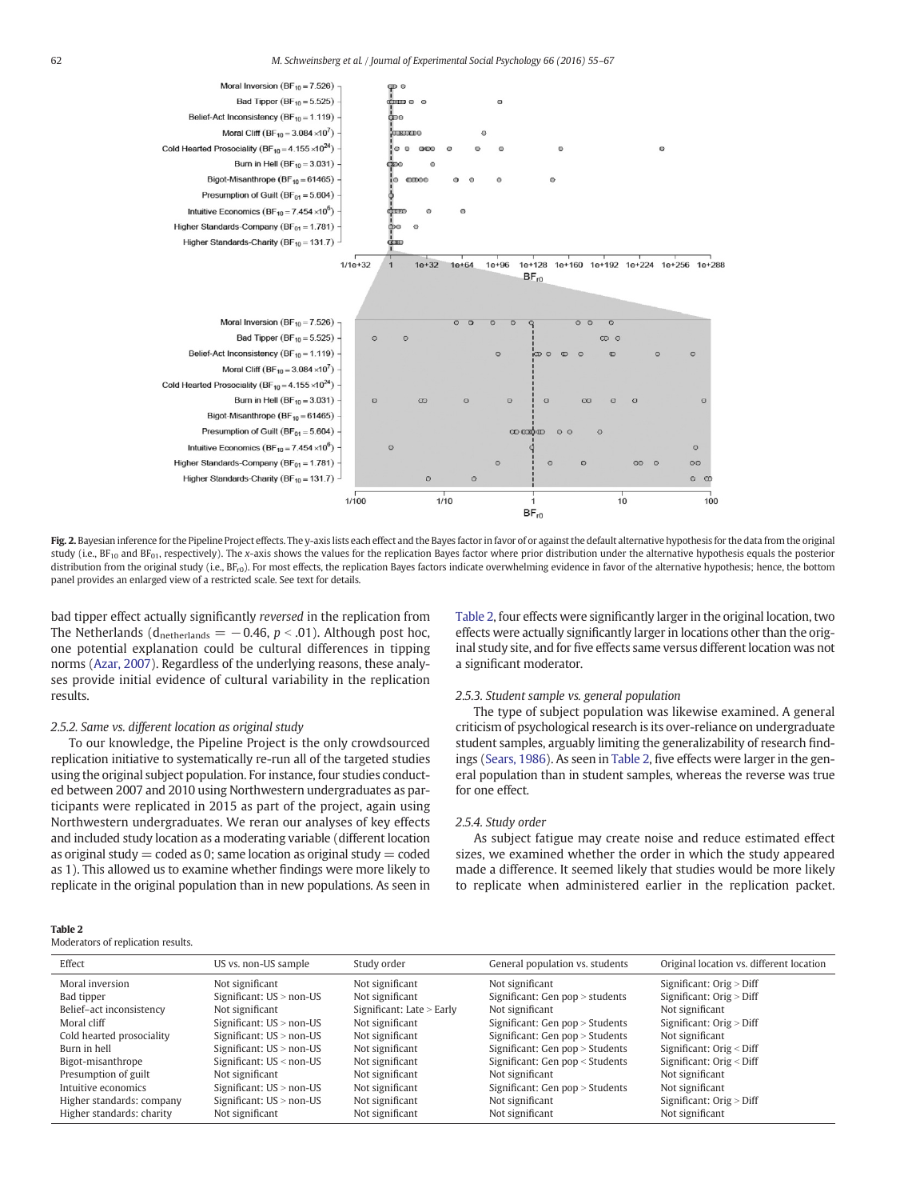Fig. 2. Bayesian inference for the Pipeline Project effects. The y-axis lists each effect and the Bayes factor in favor of or against the default alternative hypothesis for the data from the original study (i.e., $BF_{10}$ and $BF_{01}$, respectively). The x-axis shows the values for the replication Bayes factor where prior distribution under the alternative hypothesis equals the posterior distribution from the original study (i.e., $BF_{r0}$). For most effects, the replication Bayes factors indicate overwhelming evidence in favor of the alternative hypothesis; hence, the bottom panel provides an enlarged view of a restricted scale. See text for details.

bad tipper effect actually significantly *reversed* in the replication from The Netherlands ($d_{netherlands} = -0.46$, $p < .01$). Although post hoc, one potential explanation could be cultural differences in tipping norms (Azar, 2007). Regardless of the underlying reasons, these analyses provide initial evidence of cultural variability in the replication results.

### 2.5.2. Same vs. different location as original study

To our knowledge, the Pipeline Project is the only crowdsourced replication initiative to systematically re-run all of the targeted studies using the original subject population. For instance, four studies conducted between 2007 and 2010 using Northwestern undergraduates as participants were replicated in 2015 as part of the project, again using Northwestern undergraduates. We reran our analyses of key effects and included study location as a moderating variable (different location as original study = coded as 0; same location as original study = coded as 1). This allowed us to examine whether findings were more likely to replicate in the original population than in new populations. As seen in Table 2, four effects were significantly larger in the original location, two effects were actually significantly larger in locations other than the original study site, and for five effects same versus different location was not a significant moderator.

### 2.5.3. Student sample vs. general population

The type of subject population was likewise examined. A general criticism of psychological research is its over-reliance on undergraduate student samples, arguably limiting the generalizability of research findings (Sears, 1986). As seen in Table 2, five effects were larger in the general population than in student samples, whereas the reverse was true for one effect.

### 2.5.4. Study order

As subject fatigue may create noise and reduce estimated effect sizes, we examined whether the order in which the study appeared made a difference. It seemed likely that studies would be more likely to replicate when administered earlier in the replication packet.

**Table 2**
Moderators of replication results.

| Effect | US vs. non-US sample | Study order | General population vs. students | Original location vs. different location |
|---|---|---|---|---|
| Moral inversion | Not significant | Not significant | Not significant | Significant: Orig > Diff |
| Bad tipper | Significant: US > non-US | Not significant | Significant: Gen pop > students | Significant: Orig > Diff |
| Belief–act inconsistency | Not significant | Significant: Late > Early | Not significant | Not significant |
| Moral cliff | Significant: US > non-US | Not significant | Significant: Gen pop > Students | Significant: Orig > Diff |
| Cold hearted prosociality | Significant: US > non-US | Not significant | Significant: Gen pop > Students | Not significant |
| Burn in hell | Significant: US > non-US | Not significant | Significant: Gen pop > Students | Significant: Orig < Diff |
| Bigot-misanthrope | Significant: US < non-US | Not significant | Significant: Gen pop < Students | Significant: Orig < Diff |
| Presumption of guilt | Not significant | Not significant | Not significant | Not significant |
| Intuitive economics | Significant: US > non-US | Not significant | Significant: Gen pop > Students | Not significant |
| Higher standards: company | Significant: US > non-US | Not significant | Not significant | Significant: Orig > Diff |
| Higher standards: charity | Not significant | Not significant | Not significant | Not significant |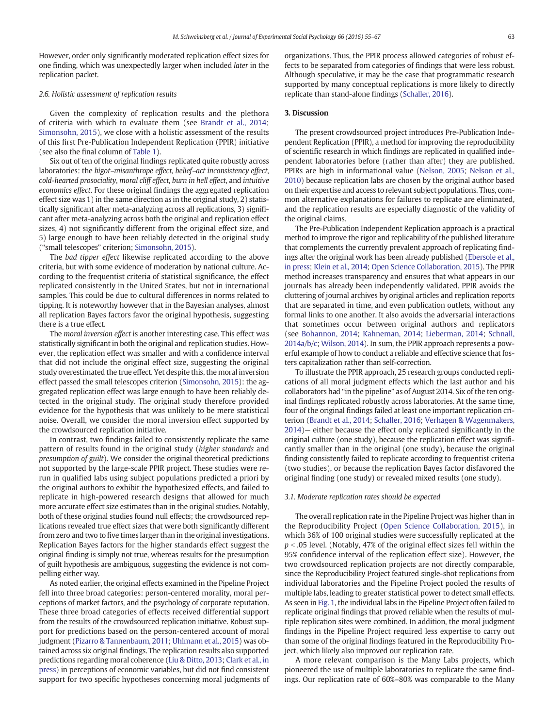However, order only significantly moderated replication effect sizes for one finding, which was unexpectedly larger when included *later* in the replication packet.

### 2.6. Holistic assessment of replication results

Given the complexity of replication results and the plethora of criteria with which to evaluate them (see Brandt et al., 2014; Simonsohn, 2015), we close with a holistic assessment of the results of this first Pre-Publication Independent Replication (PPIR) initiative (see also the final column of Table 1).

Six out of ten of the original findings replicated quite robustly across laboratories: the *bigot–misanthrope effect*, *belief–act inconsistency effect*, *cold-hearted prosociality*, *moral cliff effect*, *burn in hell effect*, and *intuitive economics effect*. For these original findings the aggregated replication effect size was 1) in the same direction as in the original study, 2) statistically significant after meta-analyzing across all replications, 3) significant after meta-analyzing across both the original and replication effect sizes, 4) not significantly different from the original effect size, and 5) large enough to have been reliably detected in the original study ("small telescopes" criterion; Simonsohn, 2015).

The *bad tipper effect* likewise replicated according to the above criteria, but with some evidence of moderation by national culture. According to the frequentist criteria of statistical significance, the effect replicated consistently in the United States, but not in international samples. This could be due to cultural differences in norms related to tipping. It is noteworthy however that in the Bayesian analyses, almost all replication Bayes factors favor the original hypothesis, suggesting there is a true effect.

The *moral inversion effect* is another interesting case. This effect was statistically significant in both the original and replication studies. However, the replication effect was smaller and with a confidence interval that did not include the original effect size, suggesting the original study overestimated the true effect. Yet despite this, the moral inversion effect passed the small telescopes criterion (Simonsohn, 2015): the aggregated replication effect was large enough to have been reliably detected in the original study. The original study therefore provided evidence for the hypothesis that was unlikely to be mere statistical noise. Overall, we consider the moral inversion effect supported by the crowdsourced replication initiative.

In contrast, two findings failed to consistently replicate the same pattern of results found in the original study (*higher standards* and *presumption of guilt*). We consider the original theoretical predictions not supported by the large-scale PPIR project. These studies were rerun in qualified labs using subject populations predicted a priori by the original authors to exhibit the hypothesized effects, and failed to replicate in high-powered research designs that allowed for much more accurate effect size estimates than in the original studies. Notably, both of these original studies found null effects; the crowdsourced replications revealed true effect sizes that were both significantly different from zero and two to five times larger than in the original investigations. Replication Bayes factors for the higher standards effect suggest the original finding is simply not true, whereas results for the presumption of guilt hypothesis are ambiguous, suggesting the evidence is not compelling either way.

As noted earlier, the original effects examined in the Pipeline Project fell into three broad categories: person-centered morality, moral perceptions of market factors, and the psychology of corporate reputation. These three broad categories of effects received differential support from the results of the crowdsourced replication initiative. Robust support for predictions based on the person-centered account of moral judgment (Pizarro & Tannenbaum, 2011; Uhlmann et al., 2015) was obtained across six original findings. The replication results also supported predictions regarding moral coherence (Liu & Ditto, 2013; Clark et al., in press) in perceptions of economic variables, but did not find consistent support for two specific hypotheses concerning moral judgments of organizations. Thus, the PPIR process allowed categories of robust effects to be separated from categories of findings that were less robust. Although speculative, it may be the case that programmatic research supported by many conceptual replications is more likely to directly replicate than stand-alone findings (Schaller, 2016).

## 3. Discussion

The present crowdsourced project introduces Pre-Publication Independent Replication (PPIR), a method for improving the reproducibility of scientific research in which findings are replicated in qualified independent laboratories before (rather than after) they are published. PPIRs are high in informational value (Nelson, 2005; Nelson et al., 2010) because replication labs are chosen by the original author based on their expertise and access to relevant subject populations. Thus, common alternative explanations for failures to replicate are eliminated, and the replication results are especially diagnostic of the validity of the original claims.

The Pre-Publication Independent Replication approach is a practical method to improve the rigor and replicability of the published literature that complements the currently prevalent approach of replicating findings after the original work has been already published (Ebersole et al., in press; Klein et al., 2014; Open Science Collaboration, 2015). The PPIR method increases transparency and ensures that what appears in our journals has already been independently validated. PPIR avoids the cluttering of journal archives by original articles and replication reports that are separated in time, and even publication outlets, without any formal links to one another. It also avoids the adversarial interactions that sometimes occur between original authors and replicators (see Bohannon, 2014; Kahneman, 2014; Lieberman, 2014; Schnall, 2014a/b/c; Wilson, 2014). In sum, the PPIR approach represents a powerful example of how to conduct a reliable and effective science that fosters capitalization rather than self-correction.

To illustrate the PPIR approach, 25 research groups conducted replications of all moral judgment effects which the last author and his collaborators had "in the pipeline" as of August 2014. Six of the ten original findings replicated robustly across laboratories. At the same time, four of the original findings failed at least one important replication criterion (Brandt et al., 2014; Schaller, 2016; Verhagen & Wagenmakers, 2014)— either because the effect only replicated significantly in the original culture (one study), because the replication effect was significantly smaller than in the original (one study), because the original finding consistently failed to replicate according to frequentist criteria (two studies), or because the replication Bayes factor disfavored the original finding (one study) or revealed mixed results (one study).

### 3.1. Moderate replication rates should be expected

The overall replication rate in the Pipeline Project was higher than in the Reproducibility Project (Open Science Collaboration, 2015), in which 36% of 100 original studies were successfully replicated at the $p < .05$ level. (Notably, 47% of the original effect sizes fell within the 95% confidence interval of the replication effect size). However, the two crowdsourced replication projects are not directly comparable, since the Reproducibility Project featured single-shot replications from individual laboratories and the Pipeline Project pooled the results of multiple labs, leading to greater statistical power to detect small effects. As seen in Fig. 1, the individual labs in the Pipeline Project often failed to replicate original findings that proved reliable when the results of multiple replication sites were combined. In addition, the moral judgment findings in the Pipeline Project required less expertise to carry out than some of the original findings featured in the Reproducibility Project, which likely also improved our replication rate.

A more relevant comparison is the Many Labs projects, which pioneered the use of multiple laboratories to replicate the same findings. Our replication rate of 60%–80% was comparable to the Many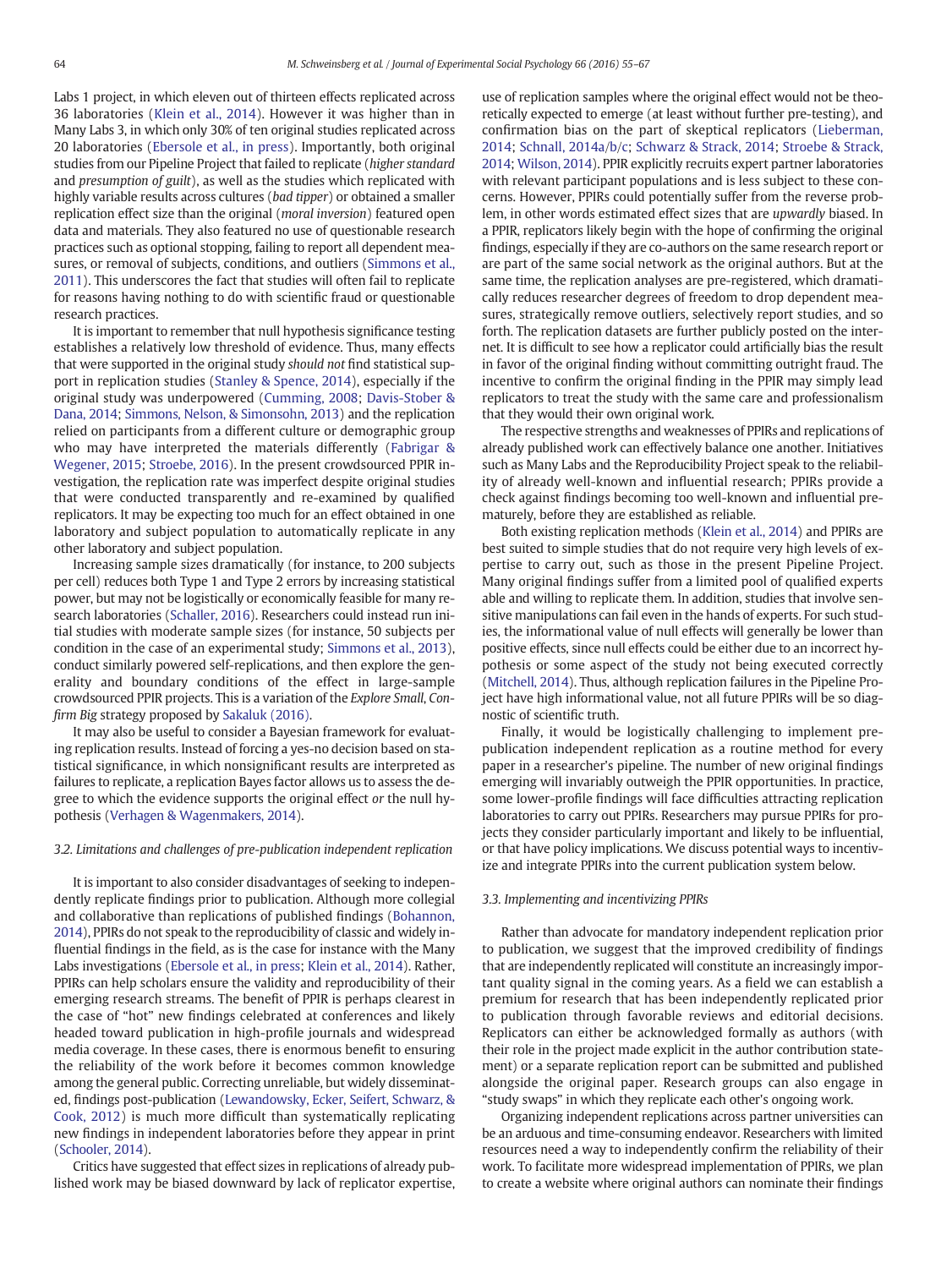Labs 1 project, in which eleven out of thirteen effects replicated across 36 laboratories (Klein et al., 2014). However it was higher than in Many Labs 3, in which only 30% of ten original studies replicated across 20 laboratories (Ebersole et al., in press). Importantly, both original studies from our Pipeline Project that failed to replicate (*higher standard* and *presumption of guilt*), as well as the studies which replicated with highly variable results across cultures (*bad tipper*) or obtained a smaller replication effect size than the original (*moral inversion*) featured open data and materials. They also featured no use of questionable research practices such as optional stopping, failing to report all dependent measures, or removal of subjects, conditions, and outliers (Simmons et al., 2011). This underscores the fact that studies will often fail to replicate for reasons having nothing to do with scientific fraud or questionable research practices.

It is important to remember that null hypothesis significance testing establishes a relatively low threshold of evidence. Thus, many effects that were supported in the original study *should not* find statistical support in replication studies (Stanley & Spence, 2014), especially if the original study was underpowered (Cumming, 2008; Davis-Stober & Dana, 2014; Simmons, Nelson, & Simonsohn, 2013) and the replication relied on participants from a different culture or demographic group who may have interpreted the materials differently (Fabrigar & Wegener, 2015; Stroebe, 2016). In the present crowdsourced PPIR investigation, the replication rate was imperfect despite original studies that were conducted transparently and re-examined by qualified replicators. It may be expecting too much for an effect obtained in one laboratory and subject population to automatically replicate in any other laboratory and subject population.

Increasing sample sizes dramatically (for instance, to 200 subjects per cell) reduces both Type 1 and Type 2 errors by increasing statistical power, but may not be logistically or economically feasible for many research laboratories (Schaller, 2016). Researchers could instead run initial studies with moderate sample sizes (for instance, 50 subjects per condition in the case of an experimental study; Simmons et al., 2013), conduct similarly powered self-replications, and then explore the generality and boundary conditions of the effect in large-sample crowdsourced PPIR projects. This is a variation of the *Explore Small, Confirm Big* strategy proposed by Sakaluk (2016).

It may also be useful to consider a Bayesian framework for evaluating replication results. Instead of forcing a yes-no decision based on statistical significance, in which nonsignificant results are interpreted as failures to replicate, a replication Bayes factor allows us to assess the degree to which the evidence supports the original effect *or* the null hypothesis (Verhagen & Wagenmakers, 2014).

### 3.2. Limitations and challenges of pre-publication independent replication

It is important to also consider disadvantages of seeking to independently replicate findings prior to publication. Although more collegial and collaborative than replications of published findings (Bohannon, 2014), PPIRs do not speak to the reproducibility of classic and widely influential findings in the field, as is the case for instance with the Many Labs investigations (Ebersole et al., in press; Klein et al., 2014). Rather, PPIRs can help scholars ensure the validity and reproducibility of their emerging research streams. The benefit of PPIR is perhaps clearest in the case of "hot" new findings celebrated at conferences and likely headed toward publication in high-profile journals and widespread media coverage. In these cases, there is enormous benefit to ensuring the reliability of the work before it becomes common knowledge among the general public. Correcting unreliable, but widely disseminated, findings post-publication (Lewandowsky, Ecker, Seifert, Schwarz, & Cook, 2012) is much more difficult than systematically replicating new findings in independent laboratories before they appear in print (Schooler, 2014).

Critics have suggested that effect sizes in replications of already published work may be biased downward by lack of replicator expertise, use of replication samples where the original effect would not be theoretically expected to emerge (at least without further pre-testing), and confirmation bias on the part of skeptical replicators (Lieberman, 2014; Schnall, 2014a/b/c; Schwarz & Strack, 2014; Stroebe & Strack, 2014; Wilson, 2014). PPIR explicitly recruits expert partner laboratories with relevant participant populations and is less subject to these concerns. However, PPIRs could potentially suffer from the reverse problem, in other words estimated effect sizes that are *upwardly* biased. In a PPIR, replicators likely begin with the hope of confirming the original findings, especially if they are co-authors on the same research report or are part of the same social network as the original authors. But at the same time, the replication analyses are pre-registered, which dramatically reduces researcher degrees of freedom to drop dependent measures, strategically remove outliers, selectively report studies, and so forth. The replication datasets are further publicly posted on the internet. It is difficult to see how a replicator could artificially bias the result in favor of the original finding without committing outright fraud. The incentive to confirm the original finding in the PPIR may simply lead replicators to treat the study with the same care and professionalism that they would their own original work.

The respective strengths and weaknesses of PPIRs and replications of already published work can effectively balance one another. Initiatives such as Many Labs and the Reproducibility Project speak to the reliability of already well-known and influential research; PPIRs provide a check against findings becoming too well-known and influential prematurely, before they are established as reliable.

Both existing replication methods (Klein et al., 2014) and PPIRs are best suited to simple studies that do not require very high levels of expertise to carry out, such as those in the present Pipeline Project. Many original findings suffer from a limited pool of qualified experts able and willing to replicate them. In addition, studies that involve sensitive manipulations can fail even in the hands of experts. For such studies, the informational value of null effects will generally be lower than positive effects, since null effects could be either due to an incorrect hypothesis or some aspect of the study not being executed correctly (Mitchell, 2014). Thus, although replication failures in the Pipeline Project have high informational value, not all future PPIRs will be so diagnostic of scientific truth.

Finally, it would be logistically challenging to implement pre-publication independent replication as a routine method for every paper in a researcher's pipeline. The number of new original findings emerging will invariably outweigh the PPIR opportunities. In practice, some lower-profile findings will face difficulties attracting replication laboratories to carry out PPIRs. Researchers may pursue PPIRs for projects they consider particularly important and likely to be influential, or that have policy implications. We discuss potential ways to incentivize and integrate PPIRs into the current publication system below.

### 3.3. Implementing and incentivizing PPIRs

Rather than advocate for mandatory independent replication prior to publication, we suggest that the improved credibility of findings that are independently replicated will constitute an increasingly important quality signal in the coming years. As a field we can establish a premium for research that has been independently replicated prior to publication through favorable reviews and editorial decisions. Replicators can either be acknowledged formally as authors (with their role in the project made explicit in the author contribution statement) or a separate replication report can be submitted and published alongside the original paper. Research groups can also engage in "study swaps" in which they replicate each other's ongoing work.

Organizing independent replications across partner universities can be an arduous and time-consuming endeavor. Researchers with limited resources need a way to independently confirm the reliability of their work. To facilitate more widespread implementation of PPIRs, we plan to create a website where original authors can nominate their findings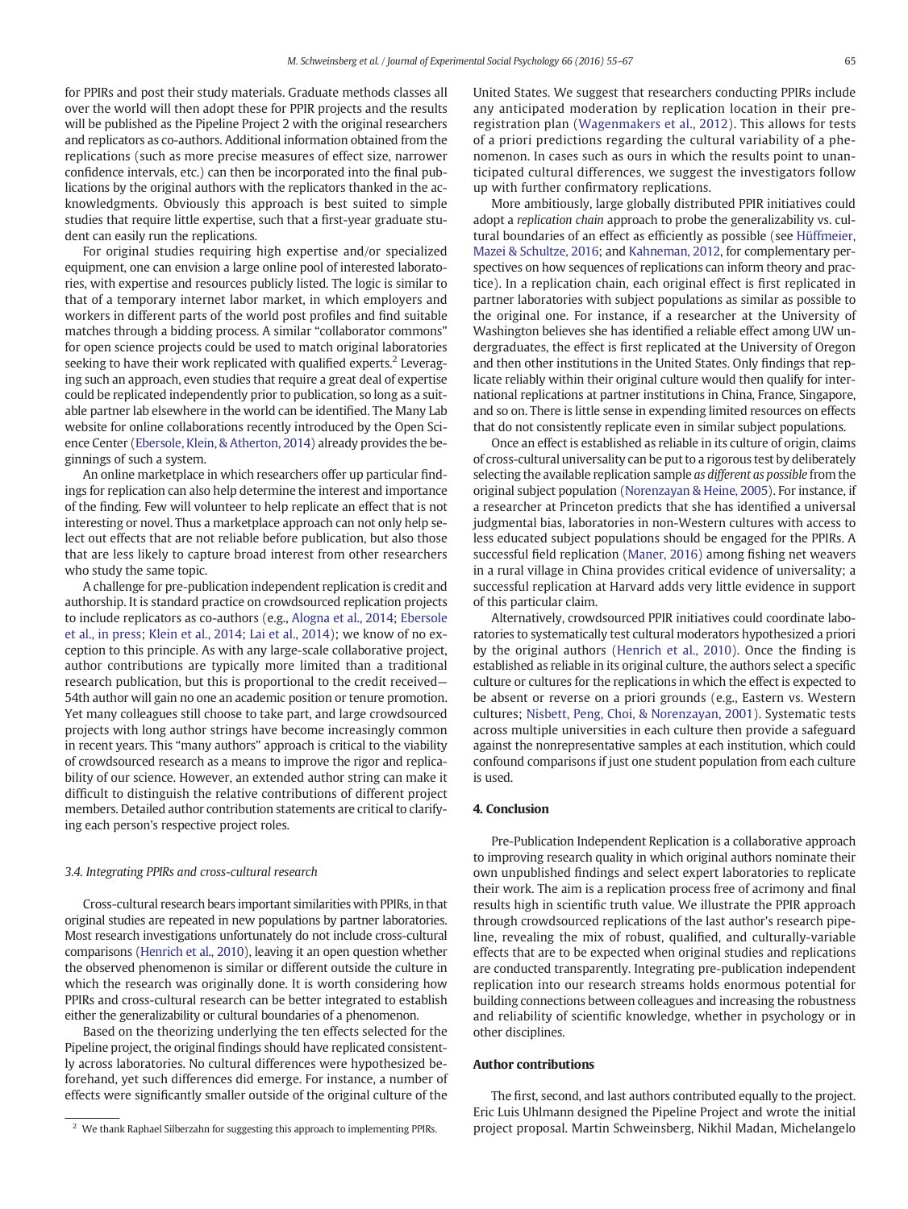for PPIRs and post their study materials. Graduate methods classes all over the world will then adopt these for PPIR projects and the results will be published as the Pipeline Project 2 with the original researchers and replicators as co-authors. Additional information obtained from the replications (such as more precise measures of effect size, narrower confidence intervals, etc.) can then be incorporated into the final publications by the original authors with the replicators thanked in the acknowledgments. Obviously this approach is best suited to simple studies that require little expertise, such that a first-year graduate student can easily run the replications.

For original studies requiring high expertise and/or specialized equipment, one can envision a large online pool of interested laboratories, with expertise and resources publicly listed. The logic is similar to that of a temporary internet labor market, in which employers and workers in different parts of the world post profiles and find suitable matches through a bidding process. A similar "collaborator commons" for open science projects could be used to match original laboratories seeking to have their work replicated with qualified experts.[2] Leveraging such an approach, even studies that require a great deal of expertise could be replicated independently prior to publication, so long as a suitable partner lab elsewhere in the world can be identified. The Many Lab website for online collaborations recently introduced by the Open Science Center (Ebersole, Klein, & Atherton, 2014) already provides the beginnings of such a system.

An online marketplace in which researchers offer up particular findings for replication can also help determine the interest and importance of the finding. Few will volunteer to help replicate an effect that is not interesting or novel. Thus a marketplace approach can not only help select out effects that are not reliable before publication, but also those that are less likely to capture broad interest from other researchers who study the same topic.

A challenge for pre-publication independent replication is credit and authorship. It is standard practice on crowdsourced replication projects to include replicators as co-authors (e.g., Alogna et al., 2014; Ebersole et al., in press; Klein et al., 2014; Lai et al., 2014); we know of no exception to this principle. As with any large-scale collaborative project, author contributions are typically more limited than a traditional research publication, but this is proportional to the credit received—54th author will gain no one an academic position or tenure promotion. Yet many colleagues still choose to take part, and large crowdsourced projects with long author strings have become increasingly common in recent years. This "many authors" approach is critical to the viability of crowdsourced research as a means to improve the rigor and replicability of our science. However, an extended author string can make it difficult to distinguish the relative contributions of different project members. Detailed author contribution statements are critical to clarifying each person's respective project roles.

### 3.4. Integrating PPIRs and cross-cultural research

Cross-cultural research bears important similarities with PPIRs, in that original studies are repeated in new populations by partner laboratories. Most research investigations unfortunately do not include cross-cultural comparisons (Henrich et al., 2010), leaving it an open question whether the observed phenomenon is similar or different outside the culture in which the research was originally done. It is worth considering how PPIRs and cross-cultural research can be better integrated to establish either the generalizability or cultural boundaries of a phenomenon.

Based on the theorizing underlying the ten effects selected for the Pipeline project, the original findings should have replicated consistently across laboratories. No cultural differences were hypothesized beforehand, yet such differences did emerge. For instance, a number of effects were significantly smaller outside of the original culture of the United States. We suggest that researchers conducting PPIRs include any anticipated moderation by replication location in their preregistration plan (Wagenmakers et al., 2012). This allows for tests of a priori predictions regarding the cultural variability of a phenomenon. In cases such as ours in which the results point to unanticipated cultural differences, we suggest the investigators follow up with further confirmatory replications.

More ambitiously, large globally distributed PPIR initiatives could adopt a *replication chain* approach to probe the generalizability vs. cultural boundaries of an effect as efficiently as possible (see Hüffmeier, Mazei & Schultze, 2016; and Kahneman, 2012, for complementary perspectives on how sequences of replications can inform theory and practice). In a replication chain, each original effect is first replicated in partner laboratories with subject populations as similar as possible to the original one. For instance, if a researcher at the University of Washington believes she has identified a reliable effect among UW undergraduates, the effect is first replicated at the University of Oregon and then other institutions in the United States. Only findings that replicate reliably within their original culture would then qualify for international replications at partner institutions in China, France, Singapore, and so on. There is little sense in expending limited resources on effects that do not consistently replicate even in similar subject populations.

Once an effect is established as reliable in its culture of origin, claims of cross-cultural universality can be put to a rigorous test by deliberately selecting the available replication sample *as different as possible* from the original subject population (Norenzayan & Heine, 2005). For instance, if a researcher at Princeton predicts that she has identified a universal judgmental bias, laboratories in non-Western cultures with access to less educated subject populations should be engaged for the PPIRs. A successful field replication (Maner, 2016) among fishing net weavers in a rural village in China provides critical evidence of universality; a successful replication at Harvard adds very little evidence in support of this particular claim.

Alternatively, crowdsourced PPIR initiatives could coordinate laboratories to systematically test cultural moderators hypothesized a priori by the original authors (Henrich et al., 2010). Once the finding is established as reliable in its original culture, the authors select a specific culture or cultures for the replications in which the effect is expected to be absent or reverse on a priori grounds (e.g., Eastern vs. Western cultures; Nisbett, Peng, Choi, & Norenzayan, 2001). Systematic tests across multiple universities in each culture then provide a safeguard against the nonrepresentative samples at each institution, which could confound comparisons if just one student population from each culture is used.

## 4. Conclusion

Pre-Publication Independent Replication is a collaborative approach to improving research quality in which original authors nominate their own unpublished findings and select expert laboratories to replicate their work. The aim is a replication process free of acrimony and final results high in scientific truth value. We illustrate the PPIR approach through crowdsourced replications of the last author's research pipeline, revealing the mix of robust, qualified, and culturally-variable effects that are to be expected when original studies and replications are conducted transparently. Integrating pre-publication independent replication into our research streams holds enormous potential for building connections between colleagues and increasing the robustness and reliability of scientific knowledge, whether in psychology or in other disciplines.

## Author contributions

The first, second, and last authors contributed equally to the project. Eric Luis Uhlmann designed the Pipeline Project and wrote the initial project proposal. Martin Schweinsberg, Nikhil Madan, Michelangelo

[2] We thank Raphael Silberzahn for suggesting this approach to implementing PPIRs.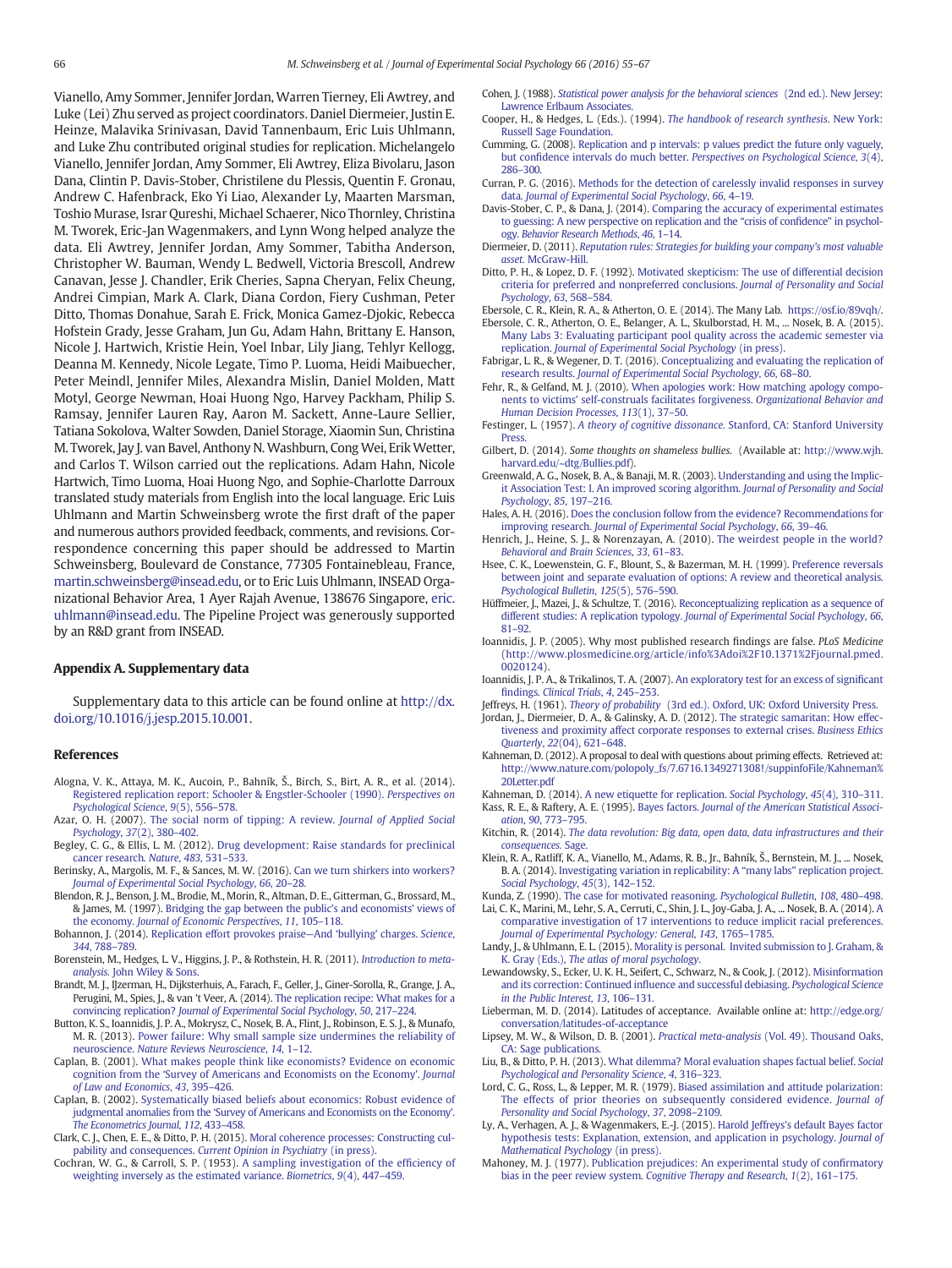Vianello, Amy Sommer, Jennifer Jordan, Warren Tierney, Eli Awtrey, and Luke (Lei) Zhu served as project coordinators. Daniel Diermeier, Justin E. Heinze, Malavika Srinivasan, David Tannenbaum, Eric Luis Uhlmann, and Luke Zhu contributed original studies for replication. Michelangelo Vianello, Jennifer Jordan, Amy Sommer, Eli Awtrey, Eliza Bivolaru, Jason Dana, Clintin P. Davis-Stober, Christilene du Plessis, Quentin F. Gronau, Andrew C. Hafenbrack, Eko Yi Liao, Alexander Ly, Maarten Marsman, Toshio Murase, Israr Qureshi, Michael Schaerer, Nico Thornley, Christina M. Tworek, Eric-Jan Wagenmakers, and Lynn Wong helped analyze the data. Eli Awtrey, Jennifer Jordan, Amy Sommer, Tabitha Anderson, Christopher W. Bauman, Wendy L. Bedwell, Victoria Brescoll, Andrew Canavan, Jesse J. Chandler, Erik Cheries, Sapna Cheryan, Felix Cheung, Andrei Cimpian, Mark A. Clark, Diana Cordon, Fiery Cushman, Peter Ditto, Thomas Donahue, Sarah E. Frick, Monica Gamez-Djokic, Rebecca Hofstein Grady, Jesse Graham, Jun Gu, Adam Hahn, Brittany E. Hanson, Nicole J. Hartwich, Kristie Hein, Yoel Inbar, Lily Jiang, Tehlyr Kellogg, Deanna M. Kennedy, Nicole Legate, Timo P. Luoma, Heidi Maibuecher, Peter Meindl, Jennifer Miles, Alexandra Mislin, Daniel Molden, Matt Motyl, George Newman, Hoai Huong Ngo, Harvey Packham, Philip S. Ramsay, Jennifer Lauren Ray, Aaron M. Sackett, Anne-Laure Sellier, Tatiana Sokolova, Walter Sowden, Daniel Storage, Xiaomin Sun, Christina M. Tworek, Jay J. van Bavel, Anthony N. Washburn, Cong Wei, Erik Wetter, and Carlos T. Wilson carried out the replications. Adam Hahn, Nicole Hartwich, Timo Luoma, Hoai Huong Ngo, and Sophie-Charlotte Darroux translated study materials from English into the local language. Eric Luis Uhlmann and Martin Schweinsberg wrote the first draft of the paper and numerous authors provided feedback, comments, and revisions. Correspondence concerning this paper should be addressed to Martin Schweinsberg, Boulevard de Constance, 77305 Fontainebleau, France, martin.schweinsberg@insead.edu, or to Eric Luis Uhlmann, INSEAD Organizational Behavior Area, 1 Ayer Rajah Avenue, 138676 Singapore, eric.uhlmann@insead.edu. The Pipeline Project was generously supported by an R&D grant from INSEAD.

### Appendix A. Supplementary data

Supplementary data to this article can be found online at http://dx.doi.org/10.1016/j.jesp.2015.10.001.

## References

Alogna, V. K., Attaya, M. K., Aucoin, P., Bahník, Š., Birch, S., Birt, A. R., et al. (2014). Registered replication report: Schooler & Engstler-Schooler (1990). *Perspectives on Psychological Science*, *9*(5), 556–578.

Azar, O. H. (2007). The social norm of tipping: A review. *Journal of Applied Social Psychology*, *37*(2), 380–402.

Begley, C. G., & Ellis, L. M. (2012). Drug development: Raise standards for preclinical cancer research. *Nature*, *483*, 531–533.

Berinsky, A., Margolis, M. F., & Sances, M. W. (2016). Can we turn shirkers into workers? *Journal of Experimental Social Psychology*, *66*, 20–28.

Blendon, R. J., Benson, J. M., Brodie, M., Morin, R., Altman, D. E., Gitterman, G., Brossard, M., & James, M. (1997). Bridging the gap between the public's and economists' views of the economy. *Journal of Economic Perspectives*, *11*, 105–118.

Bohannon, J. (2014). Replication effort provokes praise—And 'bullying' charges. *Science*, *344*, 788–789.

Borenstein, M., Hedges, L. V., Higgins, J. P., & Rothstein, H. R. (2011). *Introduction to meta-analysis*. John Wiley & Sons.

Brandt, M. J., IJzerman, H., Dijksterhuis, A., Farach, F., Geller, J., Giner-Sorolla, R., Grange, J. A., Perugini, M., Spies, J., & van 't Veer, A. (2014). The replication recipe: What makes for a convincing replication? *Journal of Experimental Social Psychology*, *50*, 217–224.

Button, K. S., Ioannidis, J. P. A., Mokrysz, C., Nosek, B. A., Flint, J., Robinson, E. S. J., & Munafo, M. R. (2013). Power failure: Why small sample size undermines the reliability of neuroscience. *Nature Reviews Neuroscience*, *14*, 1–12.

Caplan, B. (2001). What makes people think like economists? Evidence on economic cognition from the 'Survey of Americans and Economists on the Economy'. *Journal of Law and Economics*, *43*, 395–426.

Caplan, B. (2002). Systematically biased beliefs about economics: Robust evidence of judgmental anomalies from the 'Survey of Americans and Economists on the Economy'. *The Econometrics Journal*, *112*, 433–458.

Clark, C. J., Chen, E. E., & Ditto, P. H. (2015). Moral coherence processes: Constructing culpability and consequences. *Current Opinion in Psychiatry* (in press).

Cochran, W. G., & Carroll, S. P. (1953). A sampling investigation of the efficiency of weighting inversely as the estimated variance. *Biometrics*, *9*(4), 447–459.

Cohen, J. (1988). *Statistical power analysis for the behavioral sciences* (2nd ed.). New Jersey: Lawrence Erlbaum Associates.

Cooper, H., & Hedges, L. (Eds.). (1994). *The handbook of research synthesis*. New York: Russell Sage Foundation.

Cumming, G. (2008). Replication and p intervals: p values predict the future only vaguely, but confidence intervals do much better. *Perspectives on Psychological Science*, *3*(4), 286–300.

Curran, P. G. (2016). Methods for the detection of carelessly invalid responses in survey data. *Journal of Experimental Social Psychology*, *66*, 4–19.

Davis-Stober, C. P., & Dana, J. (2014). Comparing the accuracy of experimental estimates to guessing: A new perspective on replication and the "crisis of confidence" in psychology. *Behavior Research Methods*, *46*, 1–14.

Diermeier, D. (2011). *Reputation rules: Strategies for building your company's most valuable asset*. McGraw-Hill.

Ditto, P. H., & Lopez, D. F. (1992). Motivated skepticism: The use of differential decision criteria for preferred and nonpreferred conclusions. *Journal of Personality and Social Psychology*, *63*, 568–584.

Ebersole, C. R., Klein, R. A., & Atherton, O. E. (2014). The Many Lab. https://osf.io/89vqh/.

Ebersole, C. R., Atherton, O. E., Belanger, A. L., Skulborstad, H. M., … Nosek, B. A. (2015). Many Labs 3: Evaluating participant pool quality across the academic semester via replication. *Journal of Experimental Social Psychology* (in press).

Fabrigar, L. R., & Wegener, D. T. (2016). Conceptualizing and evaluating the replication of research results. *Journal of Experimental Social Psychology*, *66*, 68–80.

Fehr, R., & Gelfand, M. J. (2010). When apologies work: How matching apology components to victims' self-construals facilitates forgiveness. *Organizational Behavior and Human Decision Processes*, *113*(1), 37–50.

Festinger, L. (1957). *A theory of cognitive dissonance*. Stanford, CA: Stanford University Press.

Gilbert, D. (2014). *Some thoughts on shameless bullies*. (Available at: http://www.wjh.harvard.edu/~dtg/Bullies.pdf).

Greenwald, A. G., Nosek, B. A., & Banaji, M. R. (2003). Understanding and using the Implicit Association Test: I. An improved scoring algorithm. *Journal of Personality and Social Psychology*, *85*, 197–216.

Hales, A. H. (2016). Does the conclusion follow from the evidence? Recommendations for improving research. *Journal of Experimental Social Psychology*, *66*, 39–46.

Henrich, J., Heine, S. J., & Norenzayan, A. (2010). The weirdest people in the world? *Behavioral and Brain Sciences*, *33*, 61–83.

Hsee, C. K., Loewenstein, G. F., Blount, S., & Bazerman, M. H. (1999). Preference reversals between joint and separate evaluation of options: A review and theoretical analysis. *Psychological Bulletin*, *125*(5), 576–590.

Hüffmeier, J., Mazei, J., & Schultze, T. (2016). Reconceptualizing replication as a sequence of different studies: A replication typology. *Journal of Experimental Social Psychology*, *66*, 81–92.

Ioannidis, J. P. (2005). Why most published research findings are false. *PLoS Medicine* (http://www.plosmedicine.org/article/info%3Adoi%2F10.1371%2Fjournal.pmed.0020124).

Ioannidis, J. P. A., & Trikalinos, T. A. (2007). An exploratory test for an excess of significant findings. *Clinical Trials*, *4*, 245–253.

Jeffreys, H. (1961). *Theory of probability* (3rd ed.). Oxford, UK: Oxford University Press.

Jordan, J., Diermeier, D. A., & Galinsky, A. D. (2012). The strategic samaritan: How effectiveness and proximity affect corporate responses to external crises. *Business Ethics Quarterly*, *22*(04), 621–648.

Kahneman, D. (2012). A proposal to deal with questions about priming effects. Retrieved at: http://www.nature.com/polopoly_fs/7.6716.1349271308!/suppinfoFile/Kahneman%20Letter.pdf

Kahneman, D. (2014). A new etiquette for replication. *Social Psychology*, *45*(4), 310–311.

Kass, R. E., & Raftery, A. E. (1995). Bayes factors. *Journal of the American Statistical Association*, *90*, 773–795.

Kitchin, R. (2014). *The data revolution: Big data, open data, data infrastructures and their consequences*. Sage.

Klein, R. A., Ratliff, K. A., Vianello, M., Adams, R. B., Jr., Bahník, Š., Bernstein, M. J., … Nosek, B. A. (2014). Investigating variation in replicability: A "many labs" replication project. *Social Psychology*, *45*(3), 142–152.

Kunda, Z. (1990). The case for motivated reasoning. *Psychological Bulletin*, *108*, 480–498.

Lai, C. K., Marini, M., Lehr, S. A., Cerruti, C., Shin, J. L., Joy-Gaba, J. A., … Nosek, B. A. (2014). A comparative investigation of 17 interventions to reduce implicit racial preferences. *Journal of Experimental Psychology: General*, *143*, 1765–1785.

Landy, J., & Uhlmann, E. L. (2015). Morality is personal. Invited submission to J. Graham, & K. Gray (Eds.), *The atlas of moral psychology*.

Lewandowsky, S., Ecker, U. K. H., Seifert, C., Schwarz, N., & Cook, J. (2012). Misinformation and its correction: Continued influence and successful debiasing. *Psychological Science in the Public Interest*, *13*, 106–131.

Lieberman, M. D. (2014). Latitudes of acceptance. Available online at: http://edge.org/conversation/latitudes-of-acceptance

Lipsey, M. W., & Wilson, D. B. (2001). *Practical meta-analysis* (Vol. 49). Thousand Oaks, CA: Sage publications.

Liu, B., & Ditto, P. H. (2013). What dilemma? Moral evaluation shapes factual belief. *Social Psychological and Personality Science*, *4*, 316–323.

Lord, C. G., Ross, L., & Lepper, M. R. (1979). Biased assimilation and attitude polarization: The effects of prior theories on subsequently considered evidence. *Journal of Personality and Social Psychology*, *37*, 2098–2109.

Ly, A., Verhagen, A. J., & Wagenmakers, E.-J. (2015). Harold Jeffreys's default Bayes factor hypothesis tests: Explanation, extension, and application in psychology. *Journal of Mathematical Psychology* (in press).

Mahoney, M. J. (1977). Publication prejudices: An experimental study of confirmatory bias in the peer review system. *Cognitive Therapy and Research*, *1*(2), 161–175.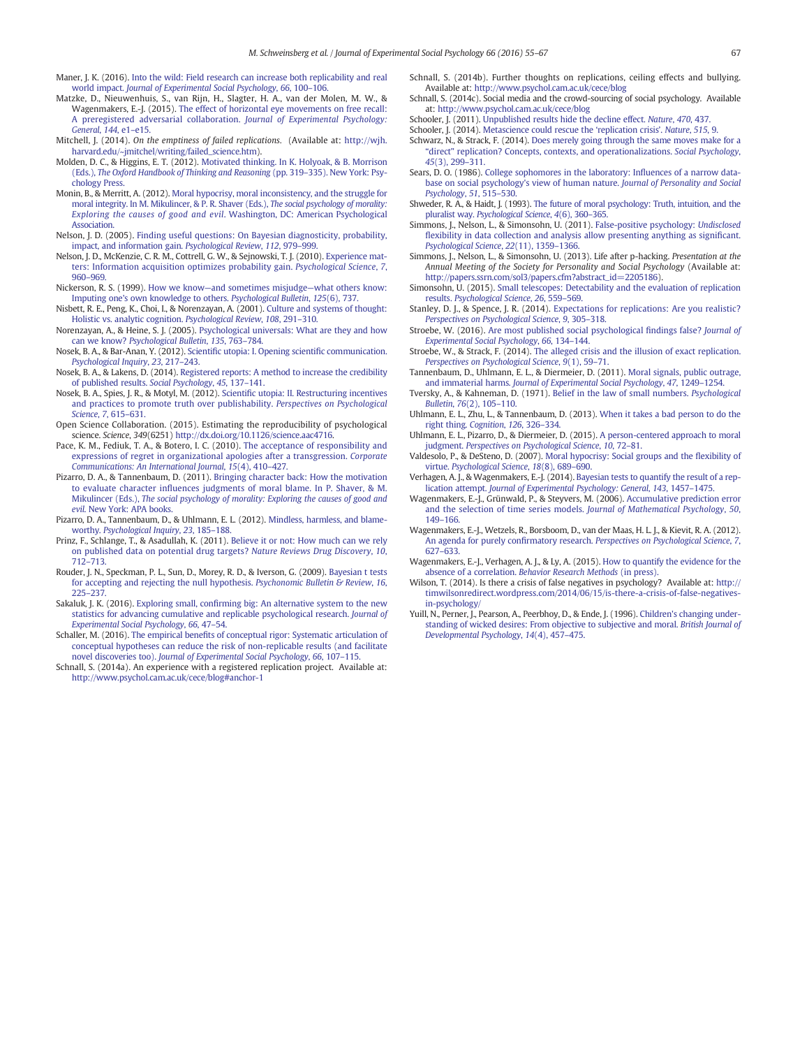Maner, J. K. (2016). Into the wild: Field research can increase both replicability and real world impact. *Journal of Experimental Social Psychology*, *66*, 100–106.

Matzke, D., Nieuwenhuis, S., van Rijn, H., Slagter, H. A., van der Molen, M. W., & Wagenmakers, E.-J. (2015). The effect of horizontal eye movements on free recall: A preregistered adversarial collaboration. *Journal of Experimental Psychology: General*, *144*, e1–e15.

Mitchell, J. (2014). *On the emptiness of failed replications.* (Available at: http://wjh.harvard.edu/~jmitchel/writing/failed_science.htm).

Molden, D. C., & Higgins, E. T. (2012). Motivated thinking. In K. Holyoak, & B. Morrison (Eds.), *The Oxford Handbook of Thinking and Reasoning* (pp. 319–335). New York: Psychology Press.

Monin, B., & Merritt, A. (2012). Moral hypocrisy, moral inconsistency, and the struggle for moral integrity. In M. Mikulincer, & P. R. Shaver (Eds.), *The social psychology of morality: Exploring the causes of good and evil*. Washington, DC: American Psychological Association.

Nelson, J. D. (2005). Finding useful questions: On Bayesian diagnosticity, probability, impact, and information gain. *Psychological Review*, *112*, 979–999.

Nelson, J. D., McKenzie, C. R. M., Cottrell, G. W., & Sejnowski, T. J. (2010). Experience matters: Information acquisition optimizes probability gain. *Psychological Science*, *7*, 960–969.

Nickerson, R. S. (1999). How we know—and sometimes misjudge—what others know: Imputing one's own knowledge to others. *Psychological Bulletin*, *125*(6), 737.

Nisbett, R. E., Peng, K., Choi, I., & Norenzayan, A. (2001). Culture and systems of thought: Holistic vs. analytic cognition. *Psychological Review*, *108*, 291–310.

Norenzayan, A., & Heine, S. J. (2005). Psychological universals: What are they and how can we know? *Psychological Bulletin*, *135*, 763–784.

Nosek, B. A., & Bar-Anan, Y. (2012). Scientific utopia: I. Opening scientific communication. *Psychological Inquiry*, *23*, 217–243.

Nosek, B. A., & Lakens, D. (2014). Registered reports: A method to increase the credibility of published results. *Social Psychology*, *45*, 137–141.

Nosek, B. A., Spies, J. R., & Motyl, M. (2012). Scientific utopia: II. Restructuring incentives and practices to promote truth over publishability. *Perspectives on Psychological Science*, *7*, 615–631.

Open Science Collaboration. (2015). Estimating the reproducibility of psychological science. *Science*, *349*(6251) http://dx.doi.org/10.1126/science.aac4716.

Pace, K. M., Fediuk, T. A., & Botero, I. C. (2010). The acceptance of responsibility and expressions of regret in organizational apologies after a transgression. *Corporate Communications: An International Journal*, *15*(4), 410–427.

Pizarro, D. A., & Tannenbaum, D. (2011). Bringing character back: How the motivation to evaluate character influences judgments of moral blame. In P. Shaver, & M. Mikulincer (Eds.), *The social psychology of morality: Exploring the causes of good and evil*. New York: APA books.

Pizarro, D. A., Tannenbaum, D., & Uhlmann, E. L. (2012). Mindless, harmless, and blameworthy. *Psychological Inquiry*, *23*, 185–188.

Prinz, F., Schlange, T., & Asadullah, K. (2011). Believe it or not: How much can we rely on published data on potential drug targets? *Nature Reviews Drug Discovery*, *10*, 712–713.

Rouder, J. N., Speckman, P. L., Sun, D., Morey, R. D., & Iverson, G. (2009). Bayesian t tests for accepting and rejecting the null hypothesis. *Psychonomic Bulletin & Review*, *16*, 225–237.

Sakaluk, J. K. (2016). Exploring small, confirming big: An alternative system to the new statistics for advancing cumulative and replicable psychological research. *Journal of Experimental Social Psychology*, *66*, 47–54.

Schaller, M. (2016). The empirical benefits of conceptual rigor: Systematic articulation of conceptual hypotheses can reduce the risk of non-replicable results (and facilitate novel discoveries too). *Journal of Experimental Social Psychology*, *66*, 107–115.

Schnall, S. (2014a). An experience with a registered replication project. Available at: http://www.psychol.cam.ac.uk/cece/blog#anchor-1

Schnall, S. (2014b). Further thoughts on replications, ceiling effects and bullying. Available at: http://www.psychol.cam.ac.uk/cece/blog

Schnall, S. (2014c). Social media and the crowd-sourcing of social psychology. Available at: http://www.psychol.cam.ac.uk/cece/blog

Schooler, J. (2011). Unpublished results hide the decline effect. *Nature*, *470*, 437.

Schooler, J. (2014). Metascience could rescue the 'replication crisis'. *Nature*, *515*, 9.

Schwarz, N., & Strack, F. (2014). Does merely going through the same moves make for a "direct" replication? Concepts, contexts, and operationalizations. *Social Psychology*, *45*(3), 299–311.

Sears, D. O. (1986). College sophomores in the laboratory: Influences of a narrow database on social psychology's view of human nature. *Journal of Personality and Social Psychology*, *51*, 515–530.

Shweder, R. A., & Haidt, J. (1993). The future of moral psychology: Truth, intuition, and the pluralist way. *Psychological Science*, *4*(6), 360–365.

Simmons, J., Nelson, L., & Simonsohn, U. (2011). False-positive psychology: *Undisclosed* flexibility in data collection and analysis allow presenting anything as significant. *Psychological Science*, *22*(11), 1359–1366.

Simmons, J., Nelson, L., & Simonsohn, U. (2013). Life after p-hacking. *Presentation at the Annual Meeting of the Society for Personality and Social Psychology* (Available at: http://papers.ssrn.com/sol3/papers.cfm?abstract_id=2205186).

Simonsohn, U. (2015). Small telescopes: Detectability and the evaluation of replication results. *Psychological Science*, *26*, 559–569.

Stanley, D. J., & Spence, J. R. (2014). Expectations for replications: Are you realistic? *Perspectives on Psychological Science*, *9*, 305–318.

Stroebe, W. (2016). Are most published social psychological findings false? *Journal of Experimental Social Psychology*, *66*, 134–144.

Stroebe, W., & Strack, F. (2014). The alleged crisis and the illusion of exact replication. *Perspectives on Psychological Science*, *9*(1), 59–71.

Tannenbaum, D., Uhlmann, E. L., & Diermeier, D. (2011). Moral signals, public outrage, and immaterial harms. *Journal of Experimental Social Psychology*, *47*, 1249–1254.

Tversky, A., & Kahneman, D. (1971). Belief in the law of small numbers. *Psychological Bulletin*, *76*(2), 105–110.

Uhlmann, E. L., Zhu, L., & Tannenbaum, D. (2013). When it takes a bad person to do the right thing. *Cognition*, *126*, 326–334.

Uhlmann, E. L., Pizarro, D., & Diermeier, D. (2015). A person-centered approach to moral judgment. *Perspectives on Psychological Science*, *10*, 72–81.

Valdesolo, P., & DeSteno, D. (2007). Moral hypocrisy: Social groups and the flexibility of virtue. *Psychological Science*, *18*(8), 689–690.

Verhagen, A. J., & Wagenmakers, E.-J. (2014). Bayesian tests to quantify the result of a replication attempt. *Journal of Experimental Psychology: General*, *143*, 1457–1475.

Wagenmakers, E.-J., Grünwald, P., & Steyvers, M. (2006). Accumulative prediction error and the selection of time series models. *Journal of Mathematical Psychology*, *50*, 149–166.

Wagenmakers, E.-J., Wetzels, R., Borsboom, D., van der Maas, H. L. J., & Kievit, R. A. (2012). An agenda for purely confirmatory research. *Perspectives on Psychological Science*, *7*, 627–633.

Wagenmakers, E.-J., Verhagen, A. J., & Ly, A. (2015). How to quantify the evidence for the absence of a correlation. *Behavior Research Methods* (in press).

Wilson, T. (2014). Is there a crisis of false negatives in psychology? Available at: http://timwilsonredirect.wordpress.com/2014/06/15/is-there-a-crisis-of-false-negatives-in-psychology/

Yuill, N., Perner, J., Pearson, A., Peerbhoy, D., & Ende, J. (1996). Children's changing understanding of wicked desires: From objective to subjective and moral. *British Journal of Developmental Psychology*, *14*(4), 457–475.